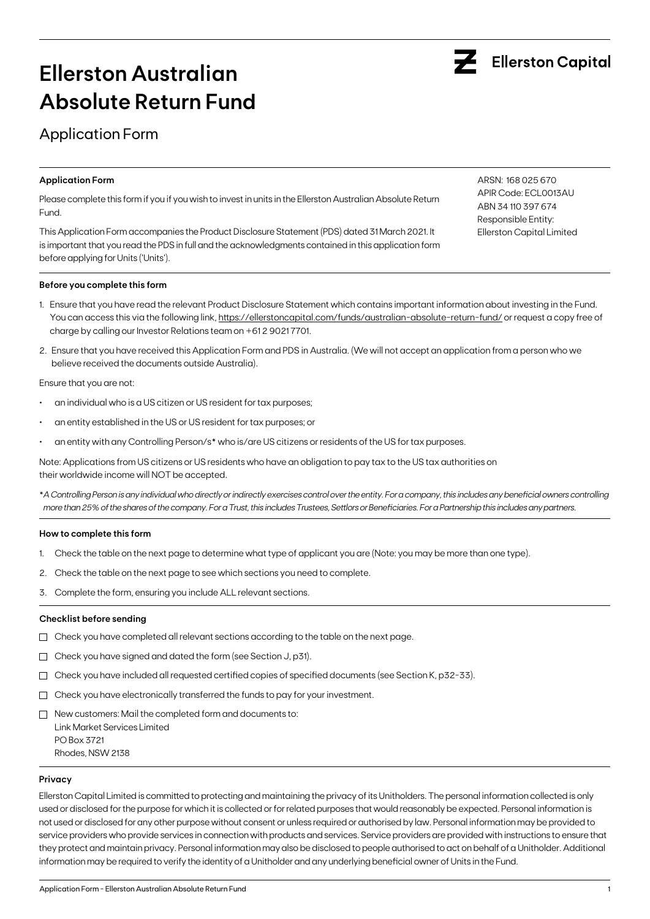# Ellerston Australian Absolute Return Fund

Ellerston Capital

## Application Form

### Application Form

Please complete this form if you if you wish to invest in units in the Ellerston Australian Absolute Return Fund.

This Application Form accompanies the Product Disclosure Statement (PDS) dated 31 March 2021. It is important that you read the PDS in full and the acknowledgments contained in this application form before applying for Units ('Units').

ARSN: 168 025 670
APIR Code: ECL0013AU
ABN 34 110 397 674
Responsible Entity:
Ellerston Capital Limited

### Before you complete this form

1. Ensure that you have read the relevant Product Disclosure Statement which contains important information about investing in the Fund. You can access this via the following link, https://ellerstoncapital.com/funds/australian-absolute-return-fund/ or request a copy free of charge by calling our Investor Relations team on +61 2 9021 7701.
2. Ensure that you have received this Application Form and PDS in Australia. (We will not accept an application from a person who we believe received the documents outside Australia).

Ensure that you are not:

- an individual who is a US citizen or US resident for tax purposes;
- an entity established in the US or US resident for tax purposes; or
- an entity with any Controlling Person/s* who is/are US citizens or residents of the US for tax purposes.

Note: Applications from US citizens or US residents who have an obligation to pay tax to the US tax authorities on their worldwide income will NOT be accepted.

*\*A Controlling Person is any individual who directly or indirectly exercises control over the entity. For a company, this includes any beneficial owners controlling more than 25% of the shares of the company. For a Trust, this includes Trustees, Settlors or Beneficiaries. For a Partnership this includes any partners.*

### How to complete this form

1. Check the table on the next page to determine what type of applicant you are (Note: you may be more than one type).
2. Check the table on the next page to see which sections you need to complete.
3. Complete the form, ensuring you include ALL relevant sections.

### Checklist before sending

- ☐ Check you have completed all relevant sections according to the table on the next page.
- ☐ Check you have signed and dated the form (see Section J, p31).
- ☐ Check you have included all requested certified copies of specified documents (see Section K, p32-33).
- ☐ Check you have electronically transferred the funds to pay for your investment.
- ☐ New customers: Mail the completed form and documents to:
  Link Market Services Limited
  PO Box 3721
  Rhodes, NSW 2138

### Privacy

Ellerston Capital Limited is committed to protecting and maintaining the privacy of its Unitholders. The personal information collected is only used or disclosed for the purpose for which it is collected or for related purposes that would reasonably be expected. Personal information is not used or disclosed for any other purpose without consent or unless required or authorised by law. Personal information may be provided to service providers who provide services in connection with products and services. Service providers are provided with instructions to ensure that they protect and maintain privacy. Personal information may also be disclosed to people authorised to act on behalf of a Unitholder. Additional information may be required to verify the identity of a Unitholder and any underlying beneficial owner of Units in the Fund.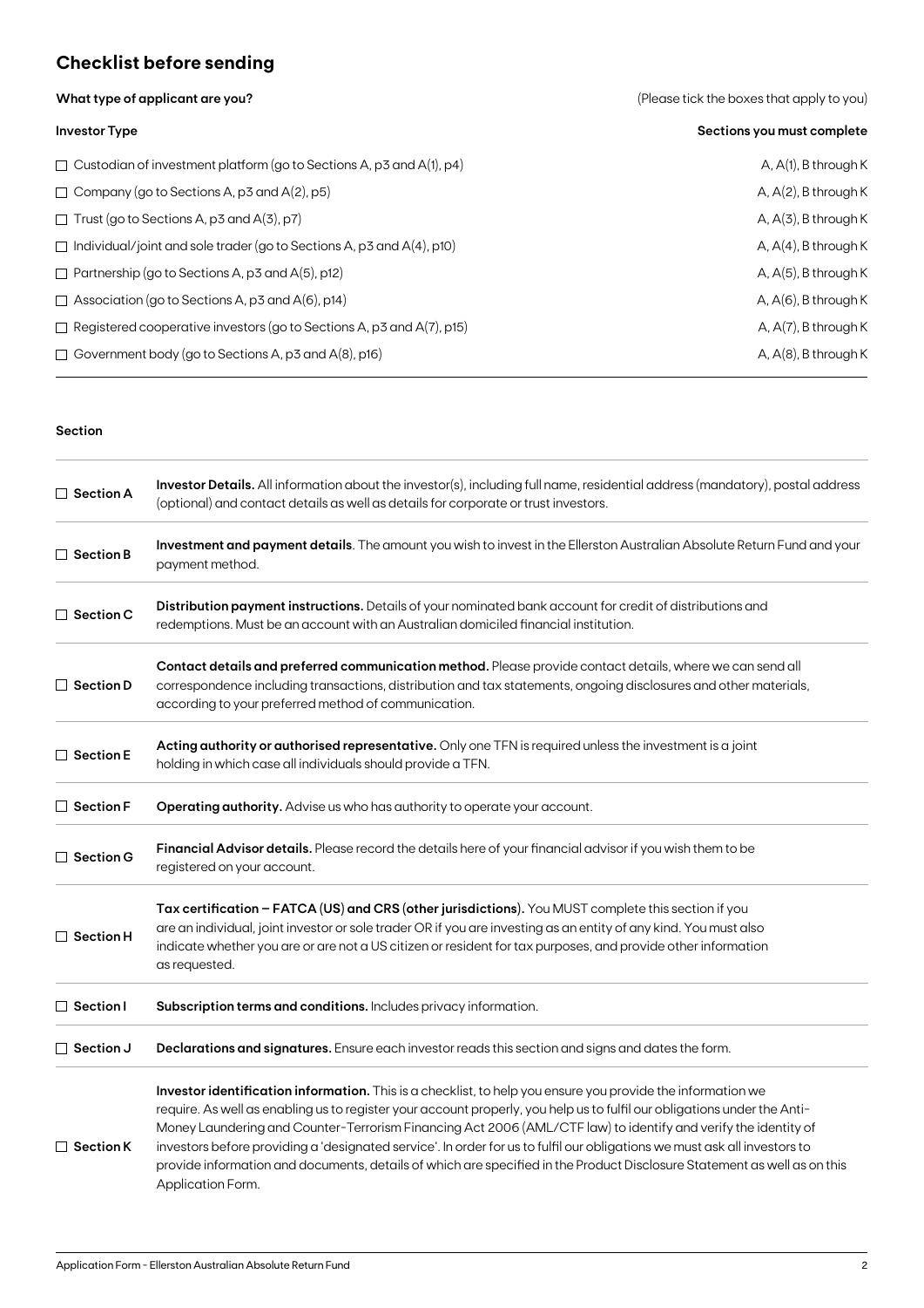## Checklist before sending

**What type of applicant are you?** (Please tick the boxes that apply to you)

| Investor Type | Sections you must complete |
|---|---|
| ☐ Custodian of investment platform (go to Sections A, p3 and A(1), p4) | A, A(1), B through K |
| ☐ Company (go to Sections A, p3 and A(2), p5) | A, A(2), B through K |
| ☐ Trust (go to Sections A, p3 and A(3), p7) | A, A(3), B through K |
| ☐ Individual/joint and sole trader (go to Sections A, p3 and A(4), p10) | A, A(4), B through K |
| ☐ Partnership (go to Sections A, p3 and A(5), p12) | A, A(5), B through K |
| ☐ Association (go to Sections A, p3 and A(6), p14) | A, A(6), B through K |
| ☐ Registered cooperative investors (go to Sections A, p3 and A(7), p15) | A, A(7), B through K |
| ☐ Government body (go to Sections A, p3 and A(8), p16) | A, A(8), B through K |

**Section**

| | |
|---|---|
| ☐ **Section A** | **Investor Details.** All information about the investor(s), including full name, residential address (mandatory), postal address (optional) and contact details as well as details for corporate or trust investors. |
| ☐ **Section B** | **Investment and payment details**. The amount you wish to invest in the Ellerston Australian Absolute Return Fund and your payment method. |
| ☐ **Section C** | **Distribution payment instructions.** Details of your nominated bank account for credit of distributions and redemptions. Must be an account with an Australian domiciled financial institution. |
| ☐ **Section D** | **Contact details and preferred communication method.** Please provide contact details, where we can send all correspondence including transactions, distribution and tax statements, ongoing disclosures and other materials, according to your preferred method of communication. |
| ☐ **Section E** | **Acting authority or authorised representative.** Only one TFN is required unless the investment is a joint holding in which case all individuals should provide a TFN. |
| ☐ **Section F** | **Operating authority.** Advise us who has authority to operate your account. |
| ☐ **Section G** | **Financial Advisor details.** Please record the details here of your financial advisor if you wish them to be registered on your account. |
| ☐ **Section H** | **Tax certification – FATCA (US) and CRS (other jurisdictions).** You MUST complete this section if you are an individual, joint investor or sole trader OR if you are investing as an entity of any kind. You must also indicate whether you are or are not a US citizen or resident for tax purposes, and provide other information as requested. |
| ☐ **Section I** | **Subscription terms and conditions.** Includes privacy information. |
| ☐ **Section J** | **Declarations and signatures.** Ensure each investor reads this section and signs and dates the form. |
| ☐ **Section K** | **Investor identification information.** This is a checklist, to help you ensure you provide the information we require. As well as enabling us to register your account properly, you help us to fulfil our obligations under the Anti-Money Laundering and Counter-Terrorism Financing Act 2006 (AML/CTF law) to identify and verify the identity of investors before providing a 'designated service'. In order for us to fulfil our obligations we must ask all investors to provide information and documents, details of which are specified in the Product Disclosure Statement as well as on this Application Form. |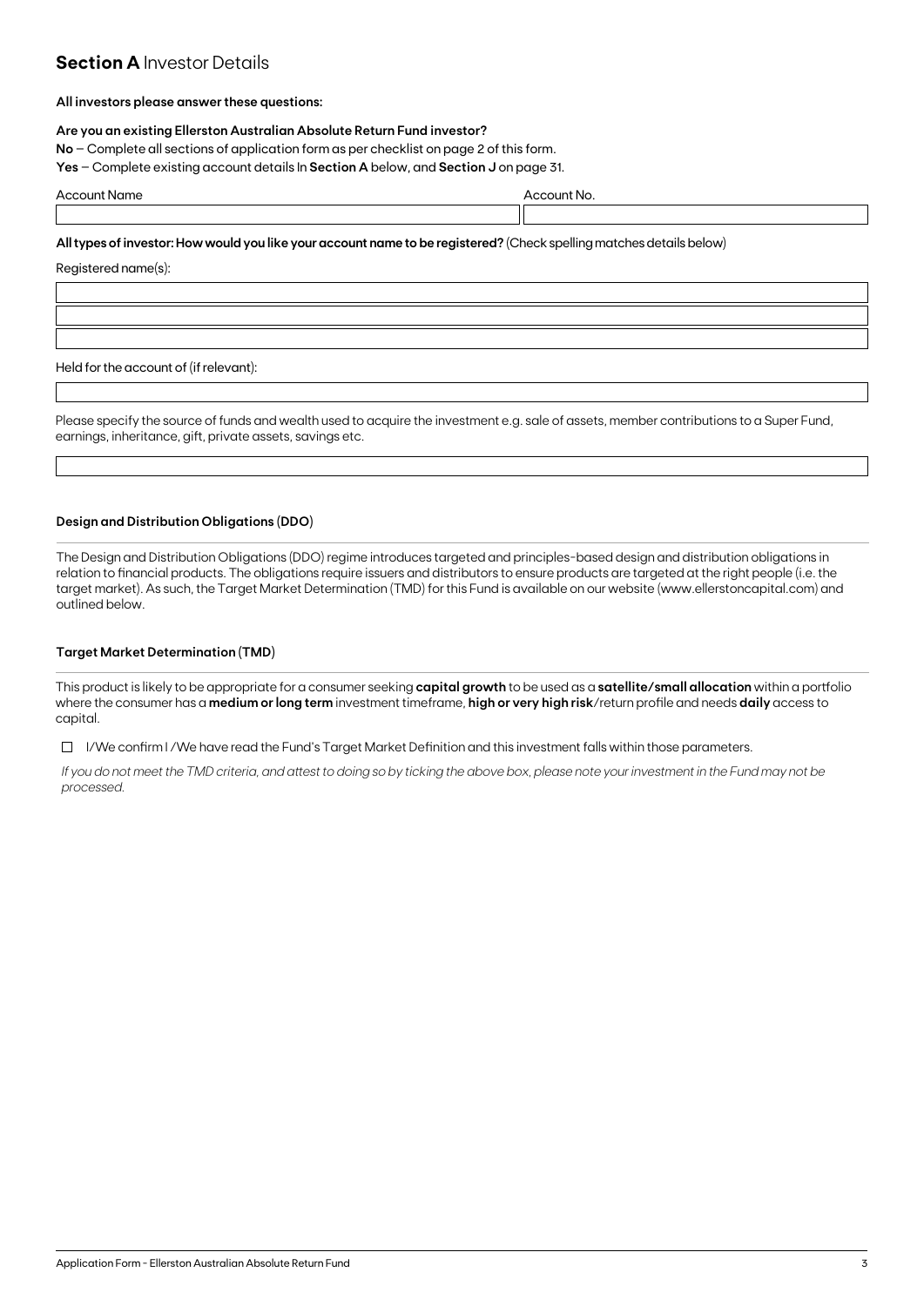## **Section A** Investor Details

**All investors please answer these questions:**

**Are you an existing Ellerston Australian Absolute Return Fund investor?**

**No** – Complete all sections of application form as per checklist on page 2 of this form.

**Yes** – Complete existing account details In **Section A** below, and **Section J** on page 31.

| Account Name | Account No. |
| --- | --- |
| | |

**All types of investor: How would you like your account name to be registered?** (Check spelling matches details below)

Registered name(s):

Held for the account of (if relevant):

Please specify the source of funds and wealth used to acquire the investment e.g. sale of assets, member contributions to a Super Fund, earnings, inheritance, gift, private assets, savings etc.

### Design and Distribution Obligations (DDO)

The Design and Distribution Obligations (DDO) regime introduces targeted and principles-based design and distribution obligations in relation to financial products. The obligations require issuers and distributors to ensure products are targeted at the right people (i.e. the target market). As such, the Target Market Determination (TMD) for this Fund is available on our website (www.ellerstoncapital.com) and outlined below.

### Target Market Determination (TMD)

This product is likely to be appropriate for a consumer seeking **capital growth** to be used as a **satellite/small allocation** within a portfolio where the consumer has a **medium or long term** investment timeframe, **high or very high risk**/return profile and needs **daily** access to capital.

☐ I/We confirm I /We have read the Fund's Target Market Definition and this investment falls within those parameters.

*If you do not meet the TMD criteria, and attest to doing so by ticking the above box, please note your investment in the Fund may not be processed.*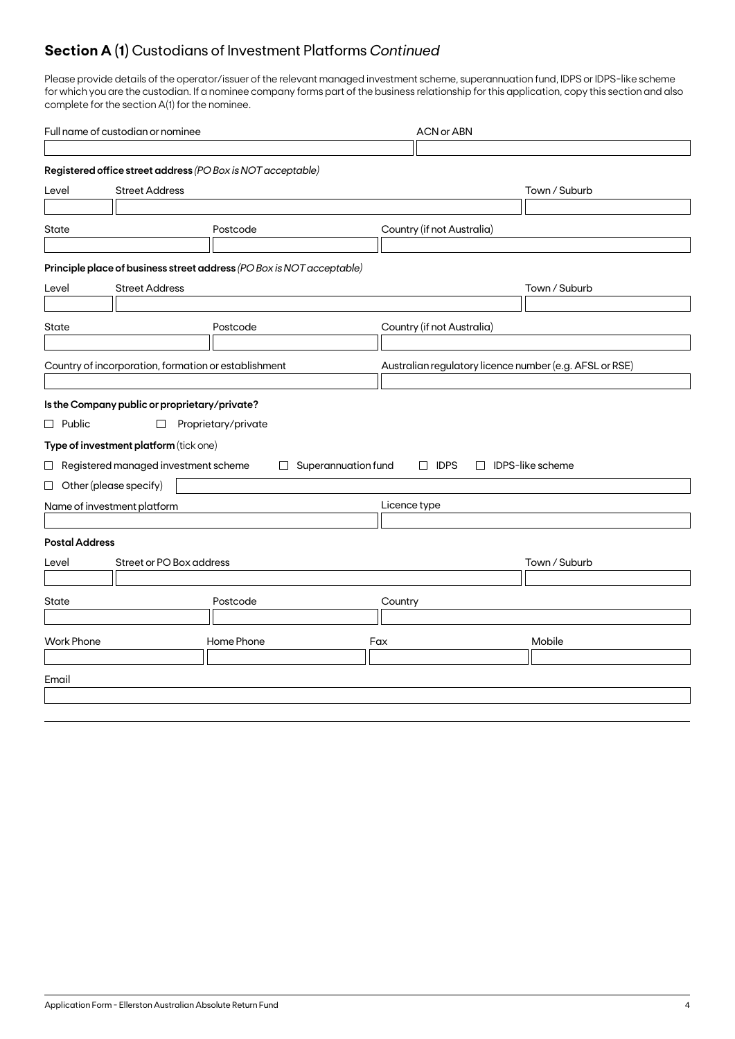## **Section A (1)** Custodians of Investment Platforms *Continued*

Please provide details of the operator/issuer of the relevant managed investment scheme, superannuation fund, IDPS or IDPS-like scheme for which you are the custodian. If a nominee company forms part of the business relationship for this application, copy this section and also complete for the section A(1) for the nominee.

Full name of custodian or nominee | ACN or ABN

**Registered office street address** *(PO Box is NOT acceptable)*

Level | Street Address | Town / Suburb

State | Postcode | Country (if not Australia)

**Principle place of business street address** *(PO Box is NOT acceptable)*

Level | Street Address | Town / Suburb

State | Postcode | Country (if not Australia)

Country of incorporation, formation or establishment | Australian regulatory licence number (e.g. AFSL or RSE)

**Is the Company public or proprietary/private?**

☐ Public ☐ Proprietary/private

**Type of investment platform** (tick one)

☐ Registered managed investment scheme ☐ Superannuation fund ☐ IDPS ☐ IDPS-like scheme

☐ Other (please specify)

Name of investment platform | Licence type

**Postal Address**

Level | Street or PO Box address | Town / Suburb

State | Postcode | Country

Work Phone | Home Phone | Fax | Mobile

Email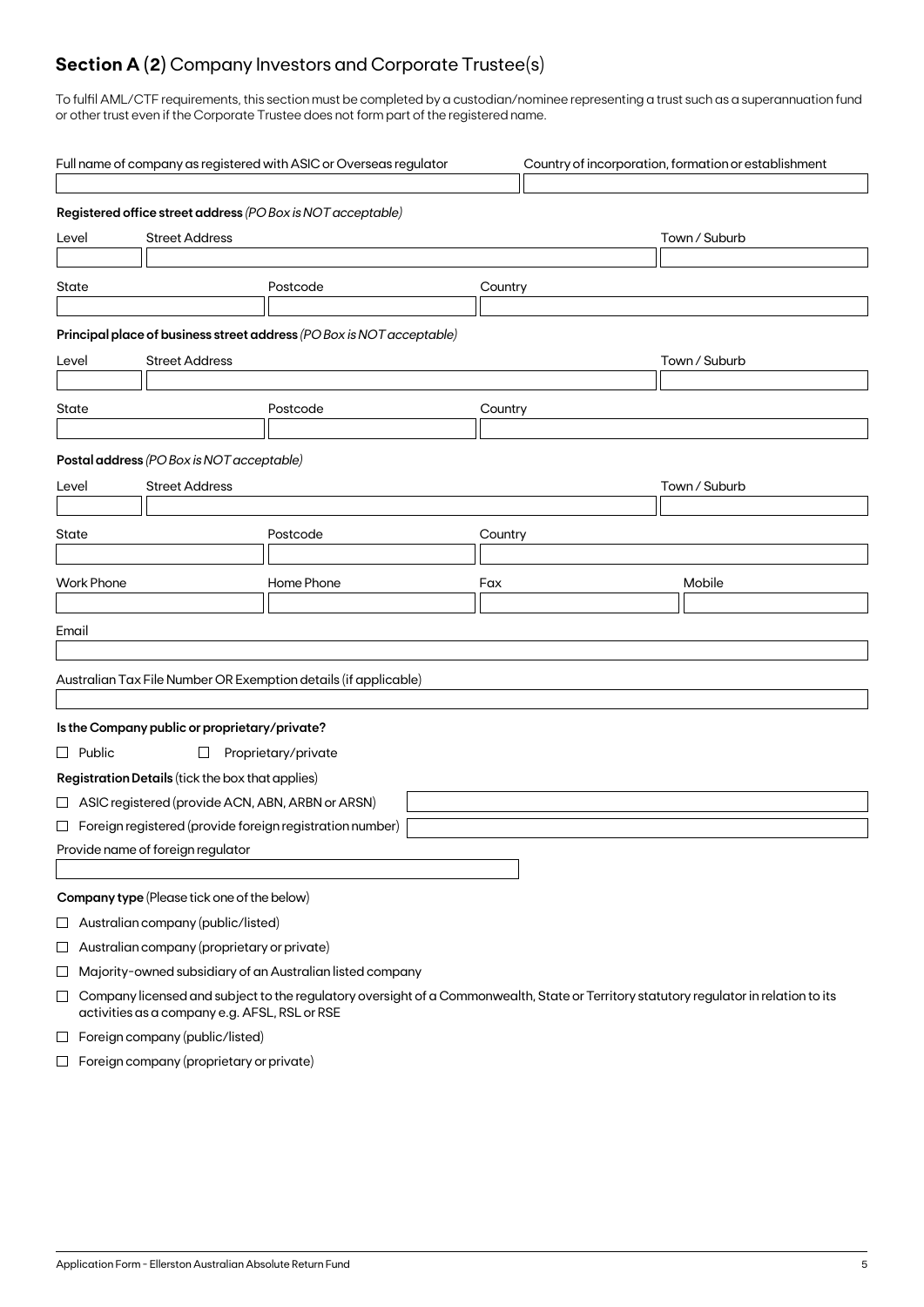## **Section A (2)** Company Investors and Corporate Trustee(s)

To fulfil AML/CTF requirements, this section must be completed by a custodian/nominee representing a trust such as a superannuation fund or other trust even if the Corporate Trustee does not form part of the registered name.

Full name of company as registered with ASIC or Overseas regulator

Country of incorporation, formation or establishment

**Registered office street address** *(PO Box is NOT acceptable)*

Level | Street Address | Town / Suburb

State | Postcode | Country

**Principal place of business street address** *(PO Box is NOT acceptable)*

Level | Street Address | Town / Suburb

State | Postcode | Country

**Postal address** *(PO Box is NOT acceptable)*

Level | Street Address | Town / Suburb

State | Postcode | Country

Work Phone | Home Phone | Fax | Mobile

Email

Australian Tax File Number OR Exemption details (if applicable)

**Is the Company public or proprietary/private?**

☐ Public ☐ Proprietary/private

**Registration Details** (tick the box that applies)

☐ ASIC registered (provide ACN, ABN, ARBN or ARSN)

☐ Foreign registered (provide foreign registration number)

Provide name of foreign regulator

**Company type** (Please tick one of the below)

☐ Australian company (public/listed)

☐ Australian company (proprietary or private)

☐ Majority-owned subsidiary of an Australian listed company

☐ Company licensed and subject to the regulatory oversight of a Commonwealth, State or Territory statutory regulator in relation to its activities as a company e.g. AFSL, RSL or RSE

☐ Foreign company (public/listed)

☐ Foreign company (proprietary or private)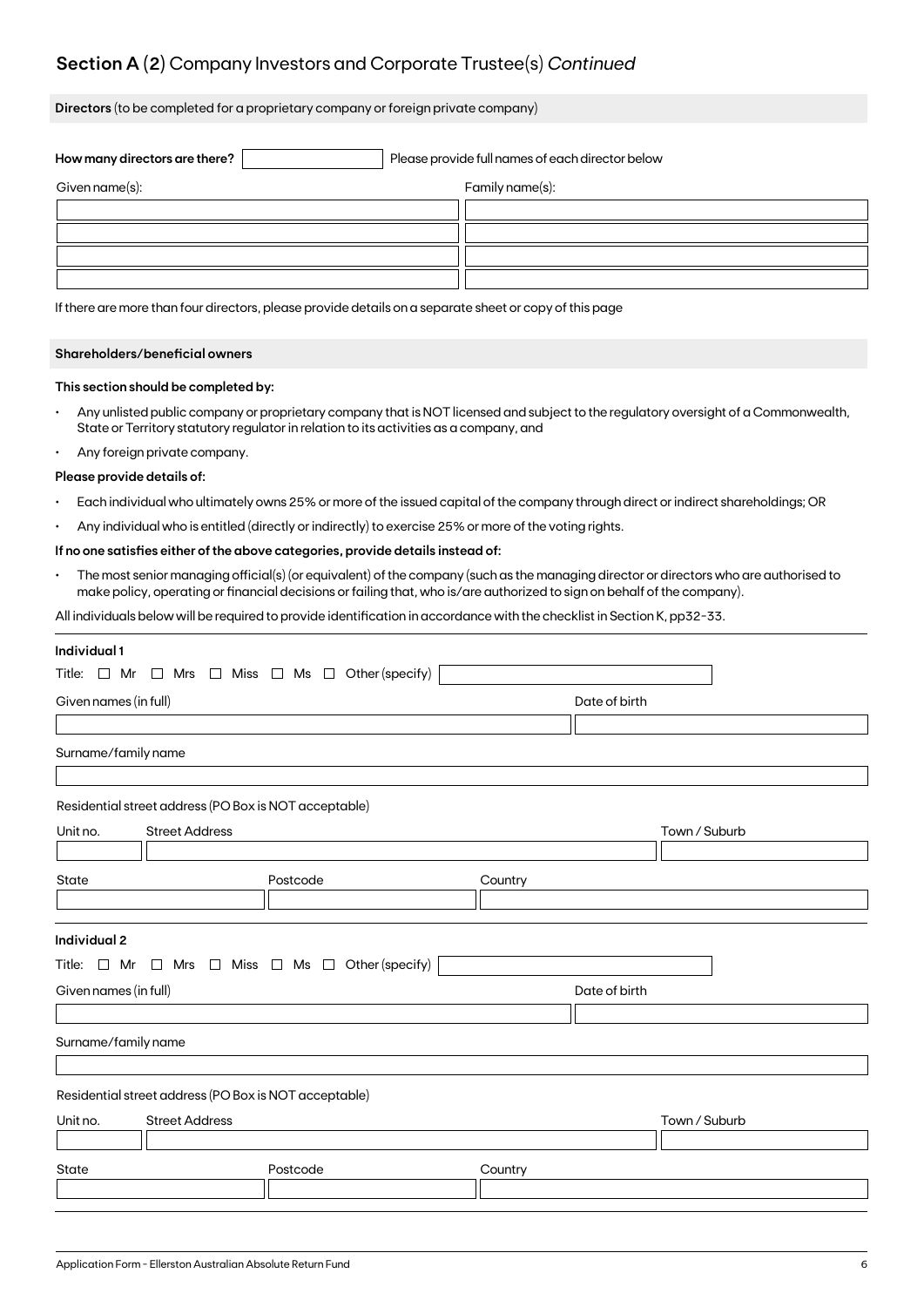## Section A (2) Company Investors and Corporate Trustee(s) *Continued*

**Directors** (to be completed for a proprietary company or foreign private company)

**How many directors are there?** \_\_\_\_\_\_\_\_ Please provide full names of each director below

| Given name(s): | Family name(s): |
|---|---|
| | |
| | |
| | |
| | |

If there are more than four directors, please provide details on a separate sheet or copy of this page

**Shareholders/beneficial owners**

**This section should be completed by:**

- Any unlisted public company or proprietary company that is NOT licensed and subject to the regulatory oversight of a Commonwealth, State or Territory statutory regulator in relation to its activities as a company, and
- Any foreign private company.

**Please provide details of:**

- Each individual who ultimately owns 25% or more of the issued capital of the company through direct or indirect shareholdings; OR
- Any individual who is entitled (directly or indirectly) to exercise 25% or more of the voting rights.

**If no one satisfies either of the above categories, provide details instead of:**

- The most senior managing official(s) (or equivalent) of the company (such as the managing director or directors who are authorised to make policy, operating or financial decisions or failing that, who is/are authorized to sign on behalf of the company).

All individuals below will be required to provide identification in accordance with the checklist in Section K, pp32-33.

**Individual 1**

Title: ☐ Mr ☐ Mrs ☐ Miss ☐ Ms ☐ Other (specify) \_\_\_\_\_\_\_\_

Given names (in full) \_\_\_\_\_\_\_\_ Date of birth \_\_\_\_\_\_\_\_

Surname/family name \_\_\_\_\_\_\_\_

Residential street address (PO Box is NOT acceptable)

Unit no. \_\_\_\_ Street Address \_\_\_\_\_\_\_\_ Town / Suburb \_\_\_\_\_\_\_\_

State \_\_\_\_ Postcode \_\_\_\_ Country \_\_\_\_\_\_\_\_

**Individual 2**

Title: ☐ Mr ☐ Mrs ☐ Miss ☐ Ms ☐ Other (specify) \_\_\_\_\_\_\_\_

Given names (in full) \_\_\_\_\_\_\_\_ Date of birth \_\_\_\_\_\_\_\_

Surname/family name \_\_\_\_\_\_\_\_

Residential street address (PO Box is NOT acceptable)

Unit no. \_\_\_\_ Street Address \_\_\_\_\_\_\_\_ Town / Suburb \_\_\_\_\_\_\_\_

State \_\_\_\_ Postcode \_\_\_\_ Country \_\_\_\_\_\_\_\_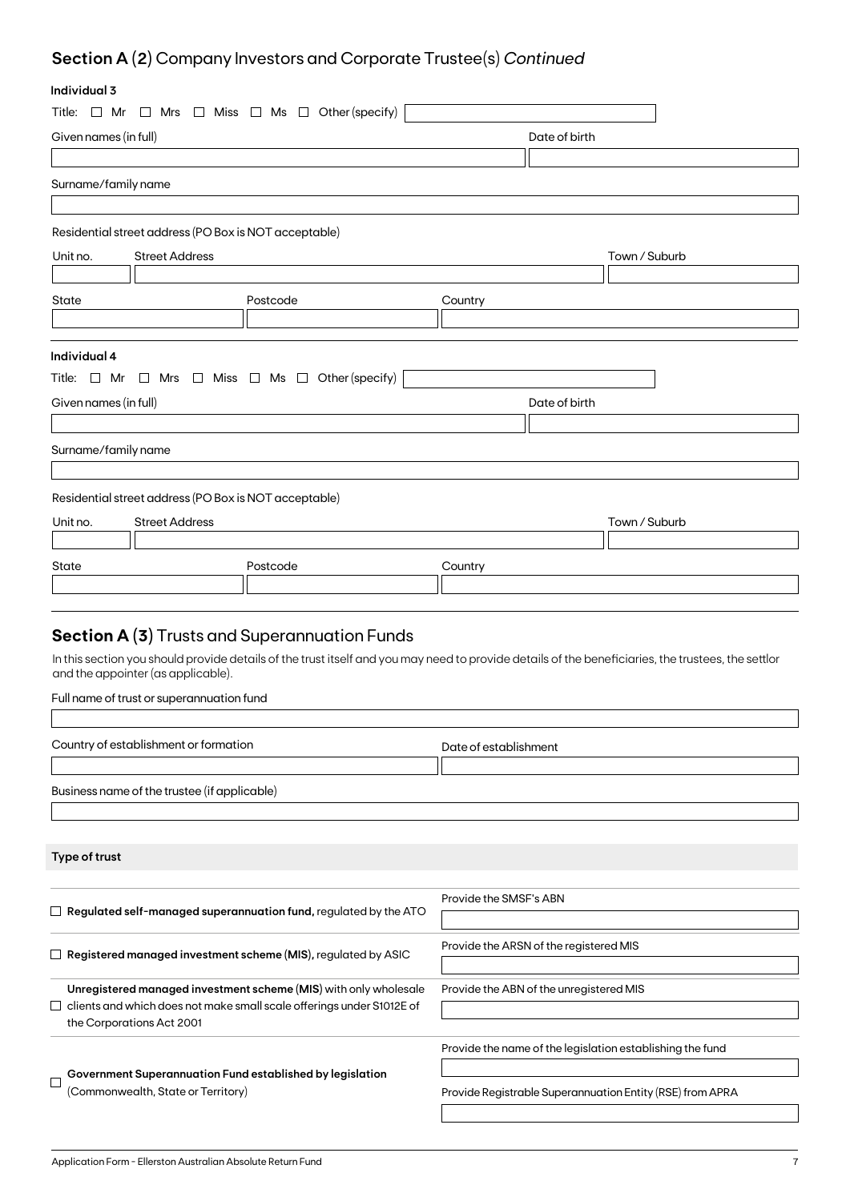## Section A (2) Company Investors and Corporate Trustee(s) *Continued*

**Individual 3**

Title: ☐ Mr ☐ Mrs ☐ Miss ☐ Ms ☐ Other (specify)

Given names (in full)

Date of birth

Surname/family name

Residential street address (PO Box is NOT acceptable)

| Unit no. | Street Address | Town / Suburb |
| --- | --- | --- |
| | | |

| State | Postcode | Country |
| --- | --- | --- |
| | | |

**Individual 4**

Title: ☐ Mr ☐ Mrs ☐ Miss ☐ Ms ☐ Other (specify)

Given names (in full)

Date of birth

Surname/family name

Residential street address (PO Box is NOT acceptable)

| Unit no. | Street Address | Town / Suburb |
| --- | --- | --- |
| | | |

| State | Postcode | Country |
| --- | --- | --- |
| | | |

## Section A (3) Trusts and Superannuation Funds

In this section you should provide details of the trust itself and you may need to provide details of the beneficiaries, the trustees, the settlor and the appointer (as applicable).

Full name of trust or superannuation fund

Country of establishment or formation

Date of establishment

Business name of the trustee (if applicable)

**Type of trust**

| | |
| --- | --- |
| ☐ **Regulated self-managed superannuation fund,** regulated by the ATO | Provide the SMSF's ABN |
| ☐ **Registered managed investment scheme (MIS),** regulated by ASIC | Provide the ARSN of the registered MIS |
| ☐ **Unregistered managed investment scheme (MIS)** with only wholesale clients and which does not make small scale offerings under S1012E of the Corporations Act 2001 | Provide the ABN of the unregistered MIS |
| ☐ **Government Superannuation Fund established by legislation** (Commonwealth, State or Territory) | Provide the name of the legislation establishing the fund<br><br>Provide Registrable Superannuation Entity (RSE) from APRA |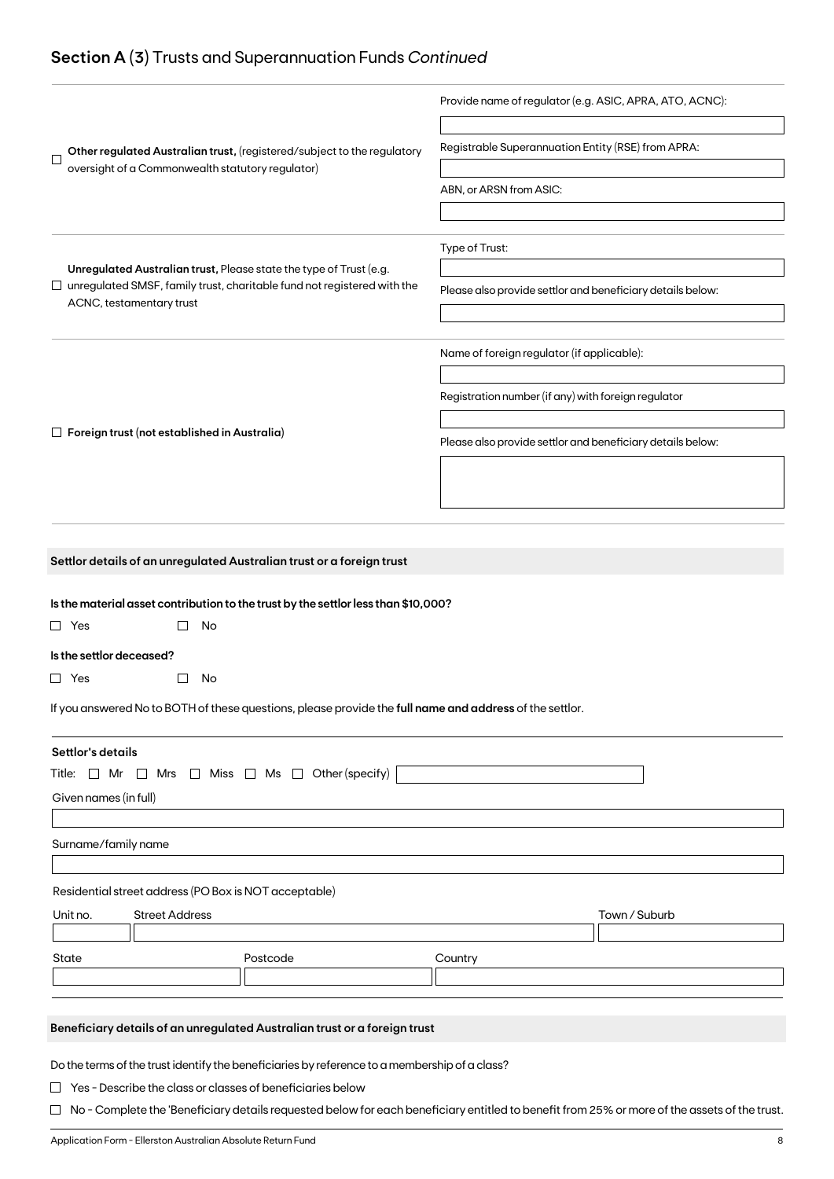## Section A (3) Trusts and Superannuation Funds *Continued*

☐ **Other regulated Australian trust,** (registered/subject to the regulatory oversight of a Commonwealth statutory regulator)

Provide name of regulator (e.g. ASIC, APRA, ATO, ACNC):

Registrable Superannuation Entity (RSE) from APRA:

ABN, or ARSN from ASIC:

☐ **Unregulated Australian trust,** Please state the type of Trust (e.g. unregulated SMSF, family trust, charitable fund not registered with the ACNC, testamentary trust

Type of Trust:

Please also provide settlor and beneficiary details below:

☐ **Foreign trust (not established in Australia)**

Name of foreign regulator (if applicable):

Registration number (if any) with foreign regulator

Please also provide settlor and beneficiary details below:

### Settlor details of an unregulated Australian trust or a foreign trust

**Is the material asset contribution to the trust by the settlor less than $10,000?**

☐ Yes ☐ No

**Is the settlor deceased?**

☐ Yes ☐ No

If you answered No to BOTH of these questions, please provide the **full name and address** of the settlor.

**Settlor's details**

Title: ☐ Mr ☐ Mrs ☐ Miss ☐ Ms ☐ Other (specify)

Given names (in full)

Surname/family name

Residential street address (PO Box is NOT acceptable)

| Unit no. | Street Address | Town / Suburb |
|---|---|---|
| | | |

| State | Postcode | Country |
|---|---|---|
| | | |

### Beneficiary details of an unregulated Australian trust or a foreign trust

Do the terms of the trust identify the beneficiaries by reference to a membership of a class?

☐ Yes - Describe the class or classes of beneficiaries below

☐ No - Complete the 'Beneficiary details requested below for each beneficiary entitled to benefit from 25% or more of the assets of the trust.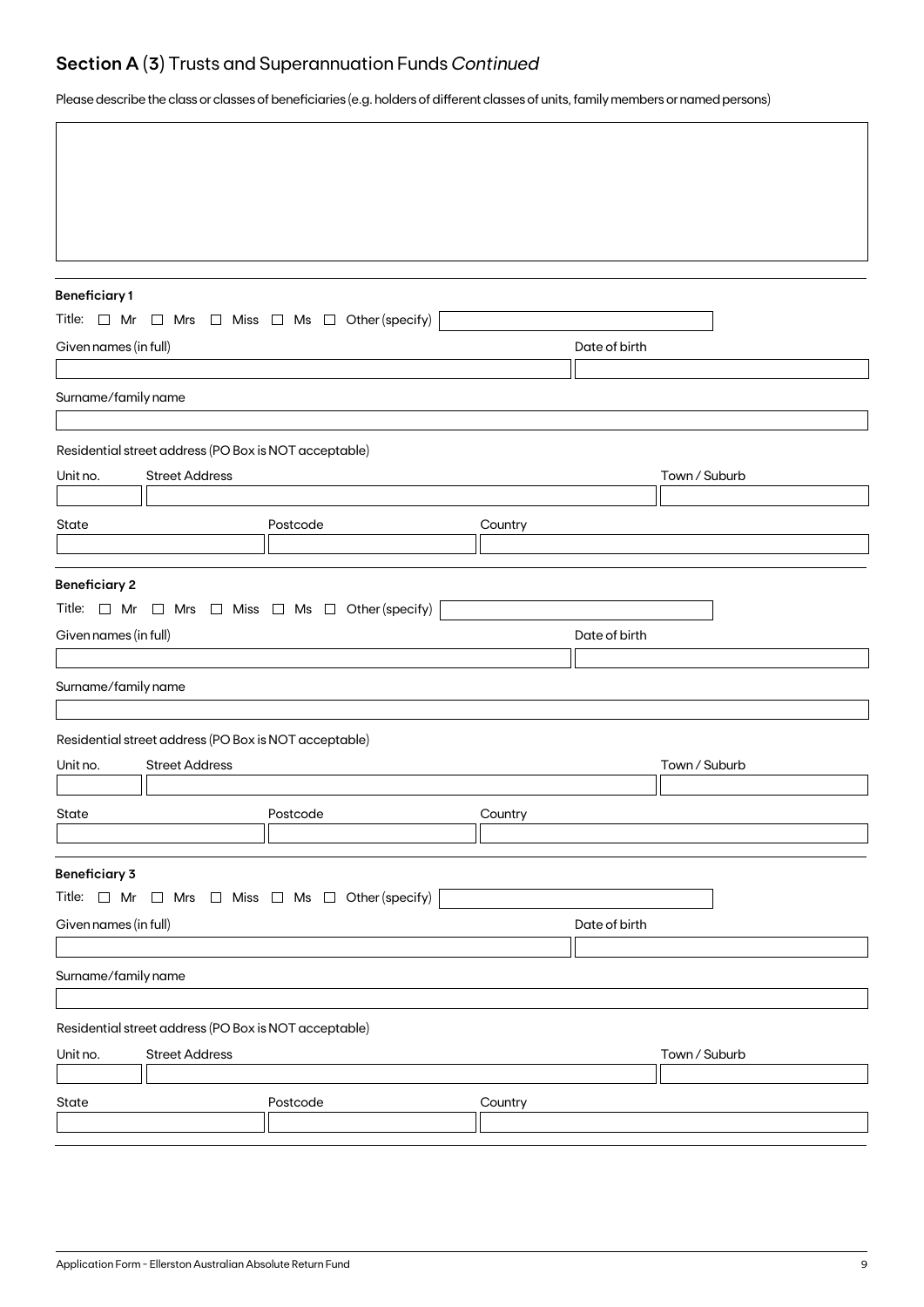## Section A (3) Trusts and Superannuation Funds *Continued*

Please describe the class or classes of beneficiaries (e.g. holders of different classes of units, family members or named persons)

### Beneficiary 1

Title: ☐ Mr ☐ Mrs ☐ Miss ☐ Ms ☐ Other (specify)

Given names (in full)

Date of birth

Surname/family name

Residential street address (PO Box is NOT acceptable)

Unit no. | Street Address | Town / Suburb

State | Postcode | Country

### Beneficiary 2

Title: ☐ Mr ☐ Mrs ☐ Miss ☐ Ms ☐ Other (specify)

Given names (in full)

Date of birth

Surname/family name

Residential street address (PO Box is NOT acceptable)

Unit no. | Street Address | Town / Suburb

State | Postcode | Country

### Beneficiary 3

Title: ☐ Mr ☐ Mrs ☐ Miss ☐ Ms ☐ Other (specify)

Given names (in full)

Date of birth

Surname/family name

Residential street address (PO Box is NOT acceptable)

Unit no. | Street Address | Town / Suburb

State | Postcode | Country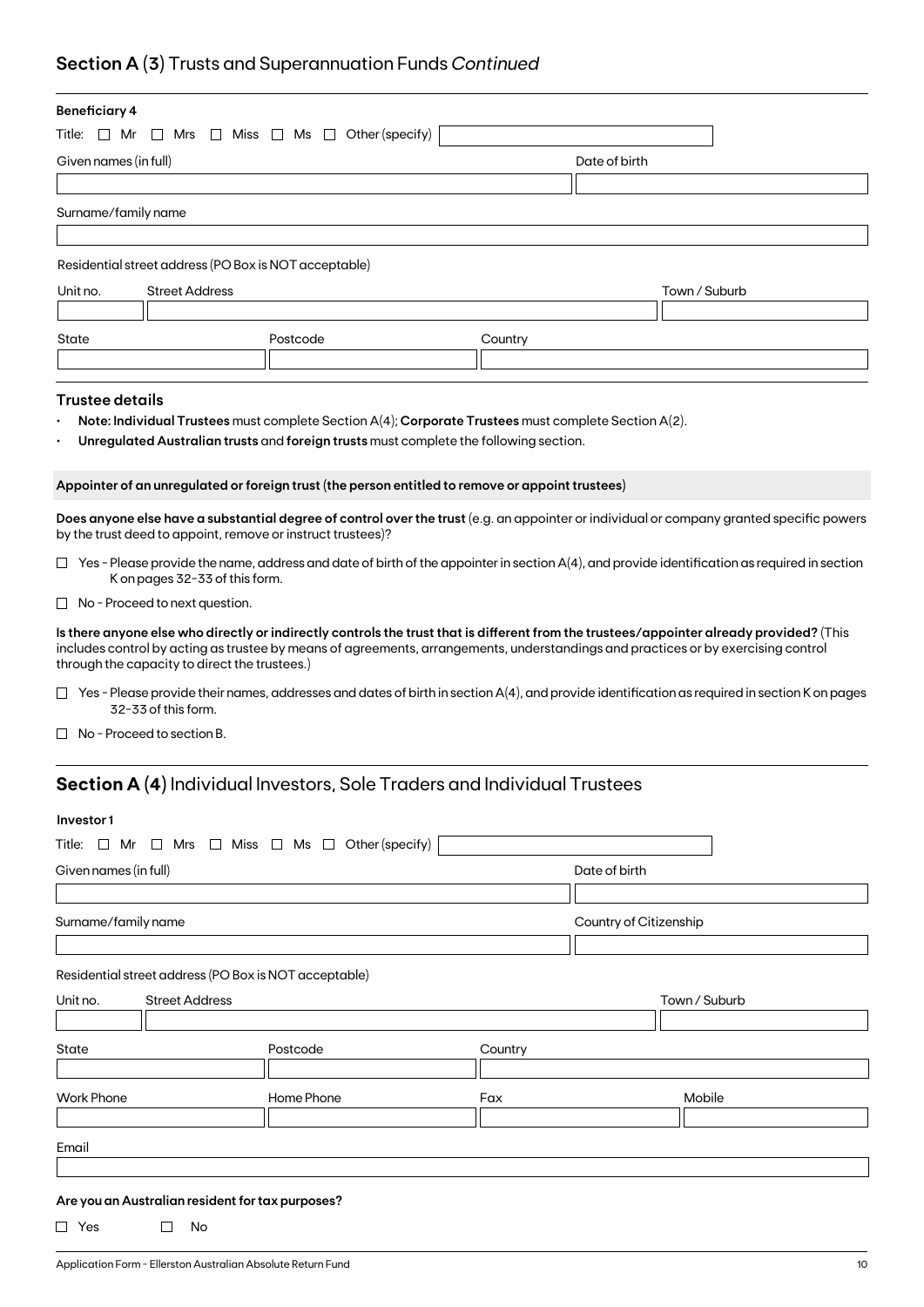## Section A (3) Trusts and Superannuation Funds *Continued*

**Beneficiary 4**

Title: ☐ Mr ☐ Mrs ☐ Miss ☐ Ms ☐ Other (specify)

| Given names (in full) | Date of birth |
| --- | --- |
| | |

Surname/family name

Residential street address (PO Box is NOT acceptable)

| Unit no. | Street Address | Town / Suburb |
| --- | --- | --- |
| | | |

| State | Postcode | Country |
| --- | --- | --- |
| | | |

### Trustee details

- **Note: Individual Trustees** must complete Section A(4); **Corporate Trustees** must complete Section A(2).
- **Unregulated Australian trusts** and **foreign trusts** must complete the following section.

**Appointer of an unregulated or foreign trust (the person entitled to remove or appoint trustees)**

**Does anyone else have a substantial degree of control over the trust** (e.g. an appointer or individual or company granted specific powers by the trust deed to appoint, remove or instruct trustees)?

☐ Yes - Please provide the name, address and date of birth of the appointer in section A(4), and provide identification as required in section K on pages 32-33 of this form.

☐ No - Proceed to next question.

**Is there anyone else who directly or indirectly controls the trust that is different from the trustees/appointer already provided?** (This includes control by acting as trustee by means of agreements, arrangements, understandings and practices or by exercising control through the capacity to direct the trustees.)

☐ Yes - Please provide their names, addresses and dates of birth in section A(4), and provide identification as required in section K on pages 32-33 of this form.

☐ No - Proceed to section B.

## Section A (4) Individual Investors, Sole Traders and Individual Trustees

**Investor 1**

Title: ☐ Mr ☐ Mrs ☐ Miss ☐ Ms ☐ Other (specify)

| Given names (in full) | Date of birth |
| --- | --- |
| | |

| Surname/family name | Country of Citizenship |
| --- | --- |
| | |

Residential street address (PO Box is NOT acceptable)

| Unit no. | Street Address | Town / Suburb |
| --- | --- | --- |
| | | |

| State | Postcode | Country |
| --- | --- | --- |
| | | |

| Work Phone | Home Phone | Fax | Mobile |
| --- | --- | --- | --- |
| | | | |

Email

**Are you an Australian resident for tax purposes?**

☐ Yes ☐ No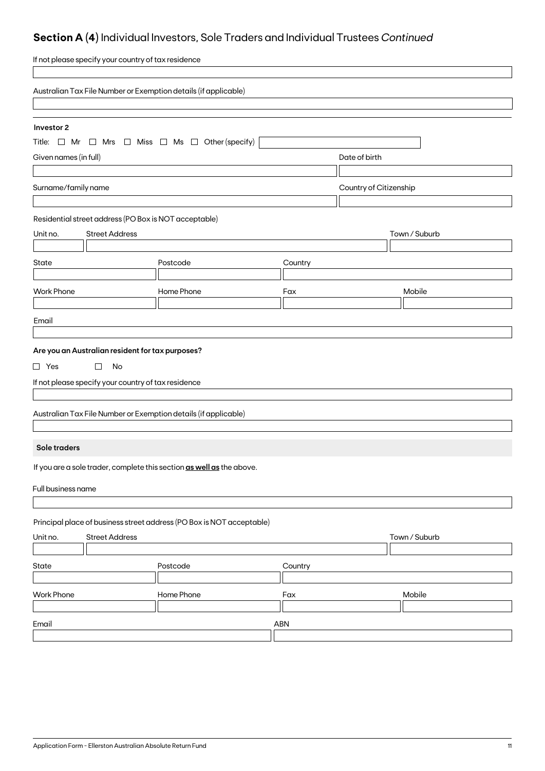## **Section A (4)** Individual Investors, Sole Traders and Individual Trustees *Continued*

If not please specify your country of tax residence

Australian Tax File Number or Exemption details (if applicable)

**Investor 2**

Title: ☐ Mr ☐ Mrs ☐ Miss ☐ Ms ☐ Other (specify)

Given names (in full)

Date of birth

Surname/family name

Country of Citizenship

Residential street address (PO Box is NOT acceptable)

| Unit no. | Street Address | Town / Suburb |
|---|---|---|
| | | |

| State | Postcode | Country |
|---|---|---|
| | | |

| Work Phone | Home Phone | Fax | Mobile |
|---|---|---|---|
| | | | |

Email

**Are you an Australian resident for tax purposes?**

☐ Yes ☐ No

If not please specify your country of tax residence

Australian Tax File Number or Exemption details (if applicable)

**Sole traders**

If you are a sole trader, complete this section **as well as** the above.

Full business name

Principal place of business street address (PO Box is NOT acceptable)

| Unit no. | Street Address | Town / Suburb |
|---|---|---|
| | | |

| State | Postcode | Country |
|---|---|---|
| | | |

| Work Phone | Home Phone | Fax | Mobile |
|---|---|---|---|
| | | | |

| Email | ABN |
|---|---|
| | |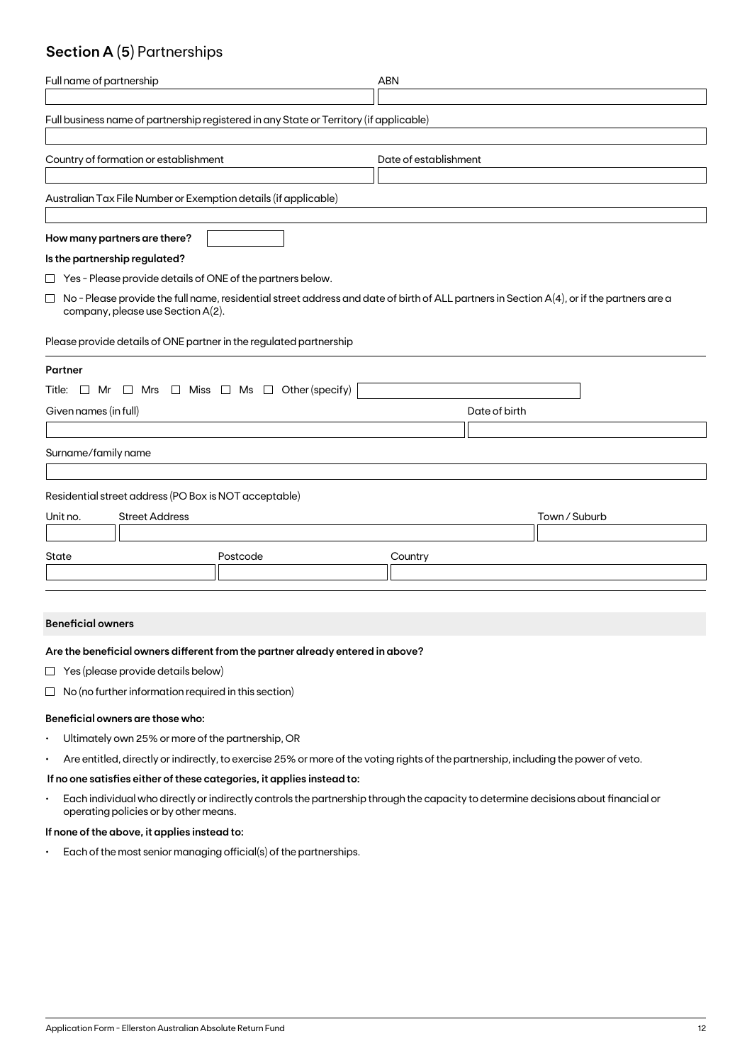## Section A (5) Partnerships

Full name of partnership

ABN

Full business name of partnership registered in any State or Territory (if applicable)

Country of formation or establishment

Date of establishment

Australian Tax File Number or Exemption details (if applicable)

**How many partners are there?**

**Is the partnership regulated?**

☐ Yes - Please provide details of ONE of the partners below.

☐ No - Please provide the full name, residential street address and date of birth of ALL partners in Section A(4), or if the partners are a company, please use Section A(2).

Please provide details of ONE partner in the regulated partnership

**Partner**

Title: ☐ Mr ☐ Mrs ☐ Miss ☐ Ms ☐ Other (specify)

Given names (in full)

Date of birth

Surname/family name

Residential street address (PO Box is NOT acceptable)

Unit no. | Street Address | Town / Suburb

State | Postcode | Country

**Beneficial owners**

**Are the beneficial owners different from the partner already entered in above?**

☐ Yes (please provide details below)

☐ No (no further information required in this section)

**Beneficial owners are those who:**

- Ultimately own 25% or more of the partnership, OR
- Are entitled, directly or indirectly, to exercise 25% or more of the voting rights of the partnership, including the power of veto.

**If no one satisfies either of these categories, it applies instead to:**

- Each individual who directly or indirectly controls the partnership through the capacity to determine decisions about financial or operating policies or by other means.

**If none of the above, it applies instead to:**

- Each of the most senior managing official(s) of the partnerships.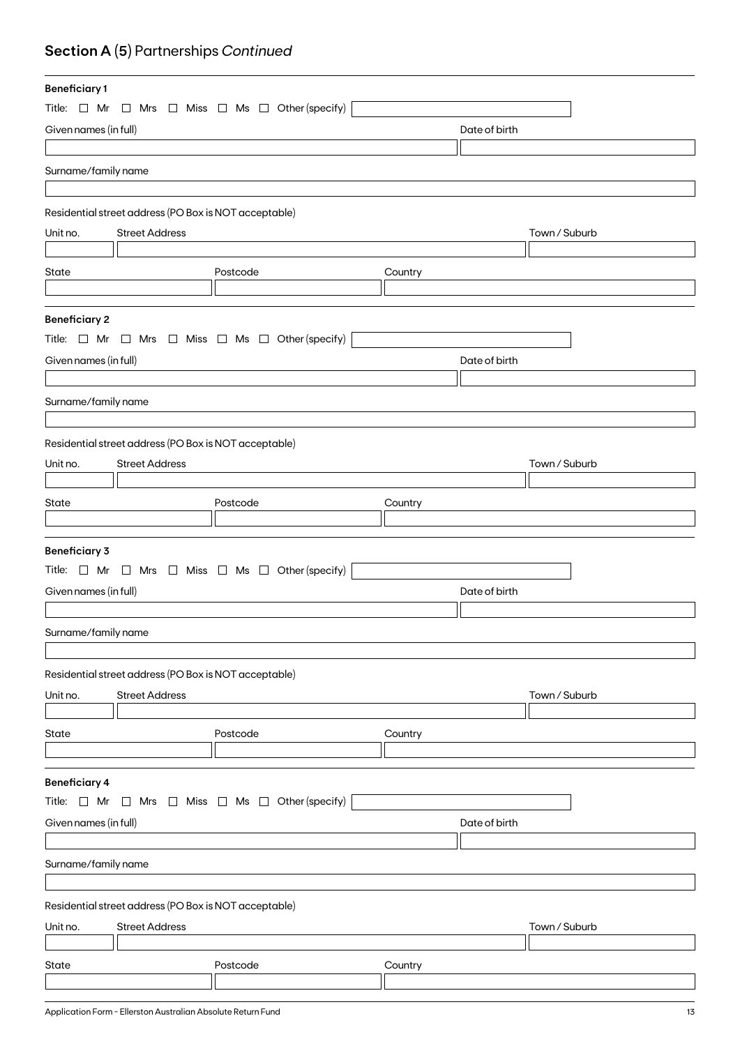## Section A (5) Partnerships *Continued*

**Beneficiary 1**

Title: ☐ Mr ☐ Mrs ☐ Miss ☐ Ms ☐ Other (specify)

Given names (in full)

Date of birth

Surname/family name

Residential street address (PO Box is NOT acceptable)

Unit no.

Street Address

Town / Suburb

State

Postcode

Country

**Beneficiary 2**

Title: ☐ Mr ☐ Mrs ☐ Miss ☐ Ms ☐ Other (specify)

Given names (in full)

Date of birth

Surname/family name

Residential street address (PO Box is NOT acceptable)

Unit no.

Street Address

Town / Suburb

State

Postcode

Country

**Beneficiary 3**

Title: ☐ Mr ☐ Mrs ☐ Miss ☐ Ms ☐ Other (specify)

Given names (in full)

Date of birth

Surname/family name

Residential street address (PO Box is NOT acceptable)

Unit no.

Street Address

Town / Suburb

State

Postcode

Country

**Beneficiary 4**

Title: ☐ Mr ☐ Mrs ☐ Miss ☐ Ms ☐ Other (specify)

Given names (in full)

Date of birth

Surname/family name

Residential street address (PO Box is NOT acceptable)

Unit no.

Street Address

Town / Suburb

State

Postcode

Country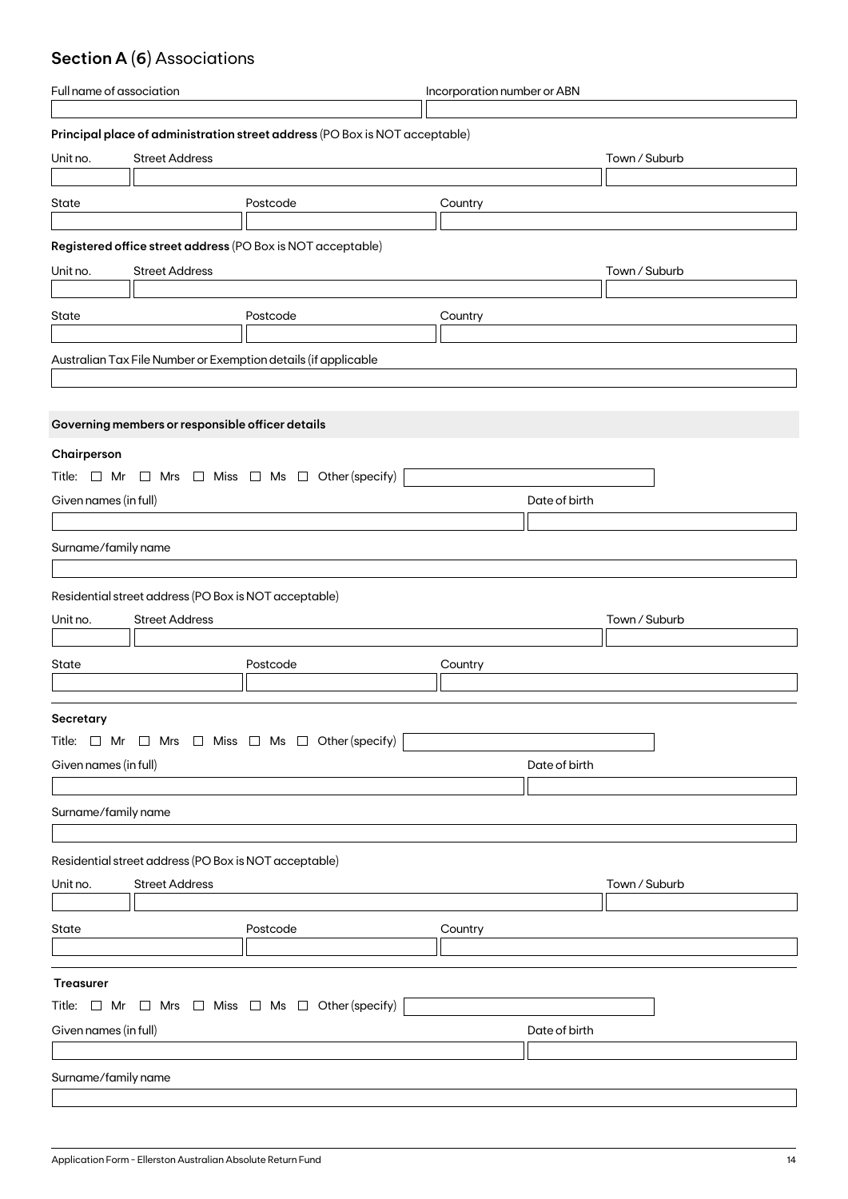## Section A (6) Associations

Full name of association

Incorporation number or ABN

**Principal place of administration street address** (PO Box is NOT acceptable)

Unit no. | Street Address | Town / Suburb

State | Postcode | Country

**Registered office street address** (PO Box is NOT acceptable)

Unit no. | Street Address | Town / Suburb

State | Postcode | Country

Australian Tax File Number or Exemption details (if applicable

### Governing members or responsible officer details

**Chairperson**

Title: ☐ Mr ☐ Mrs ☐ Miss ☐ Ms ☐ Other (specify)

Given names (in full)

Date of birth

Surname/family name

Residential street address (PO Box is NOT acceptable)

Unit no. | Street Address | Town / Suburb

State | Postcode | Country

**Secretary**

Title: ☐ Mr ☐ Mrs ☐ Miss ☐ Ms ☐ Other (specify)

Given names (in full)

Date of birth

Surname/family name

Residential street address (PO Box is NOT acceptable)

Unit no. | Street Address | Town / Suburb

State | Postcode | Country

**Treasurer**

Title: ☐ Mr ☐ Mrs ☐ Miss ☐ Ms ☐ Other (specify)

Given names (in full)

Date of birth

Surname/family name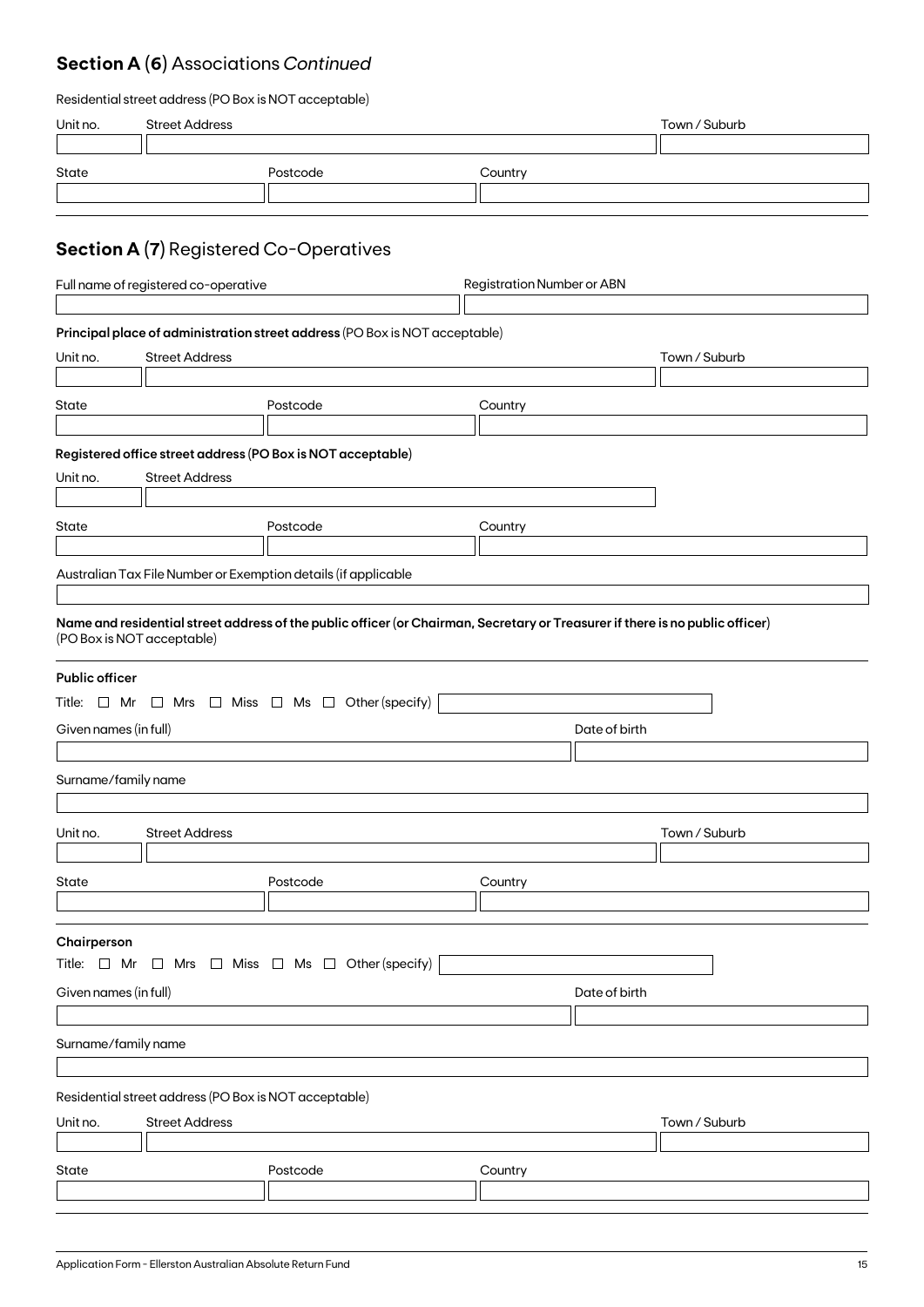## Section A (6) Associations *Continued*

Residential street address (PO Box is NOT acceptable)

| Unit no. | Street Address | Town / Suburb |
|---|---|---|
| | | |

| State | Postcode | Country |
|---|---|---|
| | | |

## Section A (7) Registered Co-Operatives

| Full name of registered co-operative | Registration Number or ABN |
|---|---|
| | |

**Principal place of administration street address** (PO Box is NOT acceptable)

| Unit no. | Street Address | Town / Suburb |
|---|---|---|
| | | |

| State | Postcode | Country |
|---|---|---|
| | | |

**Registered office street address (PO Box is NOT acceptable)**

| Unit no. | Street Address |
|---|---|
| | |

| State | Postcode | Country |
|---|---|---|
| | | |

Australian Tax File Number or Exemption details (if applicable

**Name and residential street address of the public officer (or Chairman, Secretary or Treasurer if there is no public officer)** (PO Box is NOT acceptable)

**Public officer**

Title: ☐ Mr ☐ Mrs ☐ Miss ☐ Ms ☐ Other (specify)

| Given names (in full) | Date of birth |
|---|---|
| | |

Surname/family name

| Unit no. | Street Address | Town / Suburb |
|---|---|---|
| | | |

| State | Postcode | Country |
|---|---|---|
| | | |

**Chairperson**

Title: ☐ Mr ☐ Mrs ☐ Miss ☐ Ms ☐ Other (specify)

| Given names (in full) | Date of birth |
|---|---|
| | |

Surname/family name

Residential street address (PO Box is NOT acceptable)

| Unit no. | Street Address | Town / Suburb |
|---|---|---|
| | | |

| State | Postcode | Country |
|---|---|---|
| | | |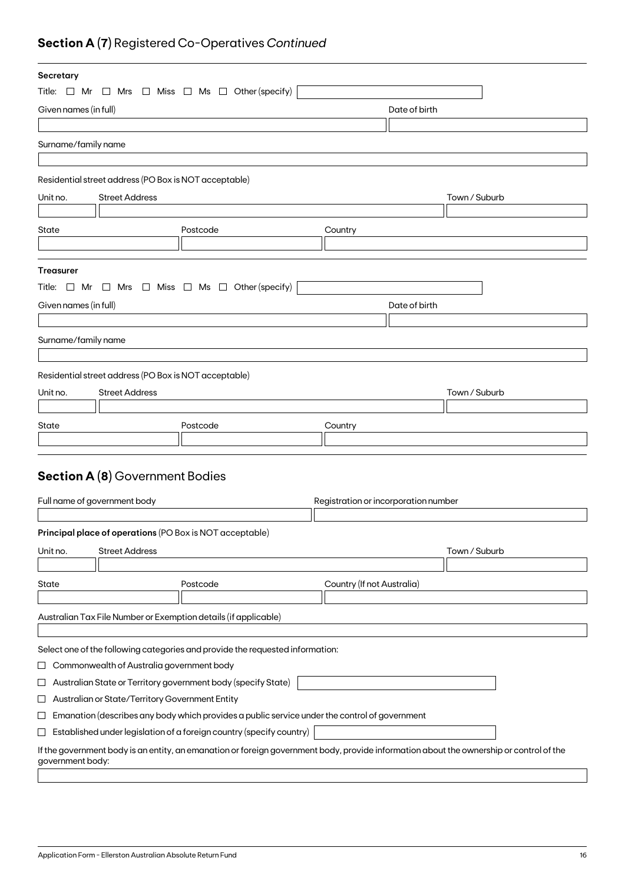## **Section A (7)** Registered Co-Operatives *Continued*

**Secretary**

Title: ☐ Mr ☐ Mrs ☐ Miss ☐ Ms ☐ Other (specify)

Given names (in full)

Date of birth

Surname/family name

Residential street address (PO Box is NOT acceptable)

Unit no. | Street Address | Town / Suburb

State | Postcode | Country

**Treasurer**

Title: ☐ Mr ☐ Mrs ☐ Miss ☐ Ms ☐ Other (specify)

Given names (in full)

Date of birth

Surname/family name

Residential street address (PO Box is NOT acceptable)

Unit no. | Street Address | Town / Suburb

State | Postcode | Country

## **Section A (8)** Government Bodies

Full name of government body

Registration or incorporation number

**Principal place of operations** (PO Box is NOT acceptable)

Unit no. | Street Address | Town / Suburb

State | Postcode | Country (If not Australia)

Australian Tax File Number or Exemption details (if applicable)

Select one of the following categories and provide the requested information:

☐ Commonwealth of Australia government body

☐ Australian State or Territory government body (specify State)

☐ Australian or State/Territory Government Entity

☐ Emanation (describes any body which provides a public service under the control of government

☐ Established under legislation of a foreign country (specify country)

If the government body is an entity, an emanation or foreign government body, provide information about the ownership or control of the government body: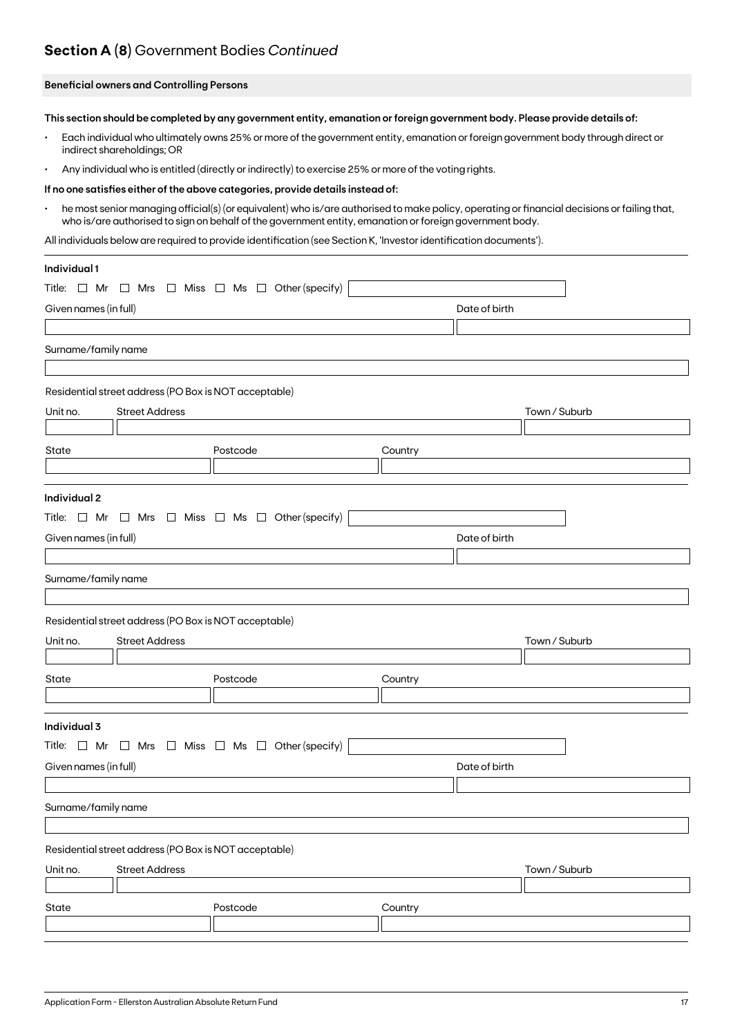## **Section A (8)** Government Bodies *Continued*

**Beneficial owners and Controlling Persons**

**This section should be completed by any government entity, emanation or foreign government body. Please provide details of:**

- Each individual who ultimately owns 25% or more of the government entity, emanation or foreign government body through direct or indirect shareholdings; OR
- Any individual who is entitled (directly or indirectly) to exercise 25% or more of the voting rights.

**If no one satisfies either of the above categories, provide details instead of:**

- he most senior managing official(s) (or equivalent) who is/are authorised to make policy, operating or financial decisions or failing that, who is/are authorised to sign on behalf of the government entity, emanation or foreign government body.

All individuals below are required to provide identification (see Section K, 'Investor identification documents').

**Individual 1**

Title: ☐ Mr ☐ Mrs ☐ Miss ☐ Ms ☐ Other (specify)

Given names (in full)

Date of birth

Surname/family name

Residential street address (PO Box is NOT acceptable)

Unit no. | Street Address | Town / Suburb

State | Postcode | Country

**Individual 2**

Title: ☐ Mr ☐ Mrs ☐ Miss ☐ Ms ☐ Other (specify)

Given names (in full)

Date of birth

Surname/family name

Residential street address (PO Box is NOT acceptable)

Unit no. | Street Address | Town / Suburb

State | Postcode | Country

**Individual 3**

Title: ☐ Mr ☐ Mrs ☐ Miss ☐ Ms ☐ Other (specify)

Given names (in full)

Date of birth

Surname/family name

Residential street address (PO Box is NOT acceptable)

Unit no. | Street Address | Town / Suburb

State | Postcode | Country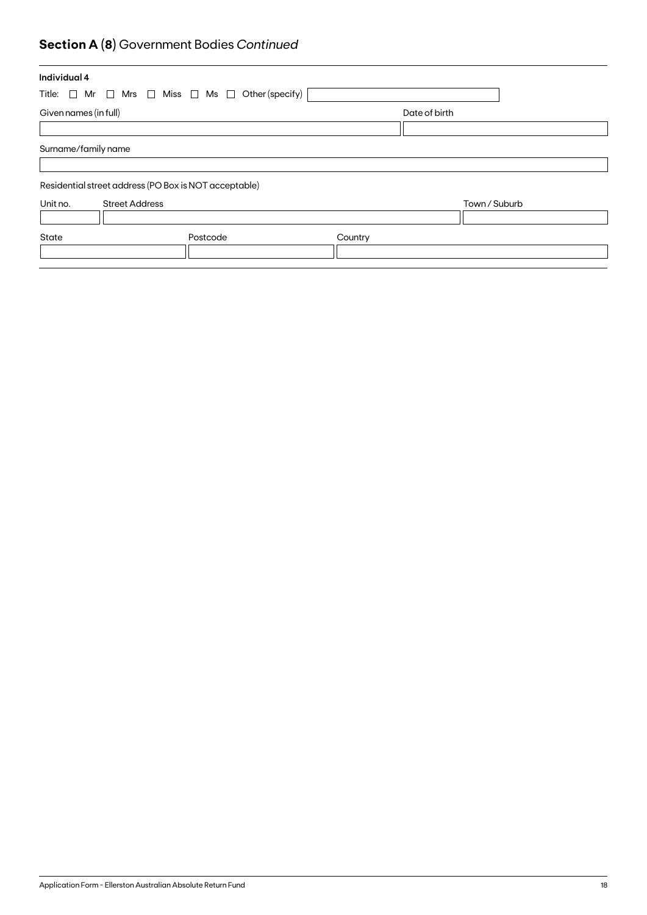## **Section A** (**8**) Government Bodies *Continued*

**Individual 4**

Title: ☐ Mr ☐ Mrs ☐ Miss ☐ Ms ☐ Other (specify) ____________

| Given names (in full) | Date of birth |
|---|---|
| | |

Surname/family name

____________

Residential street address (PO Box is NOT acceptable)

| Unit no. | Street Address | Town / Suburb |
|---|---|---|
| | | |

| State | Postcode | Country |
|---|---|---|
| | | |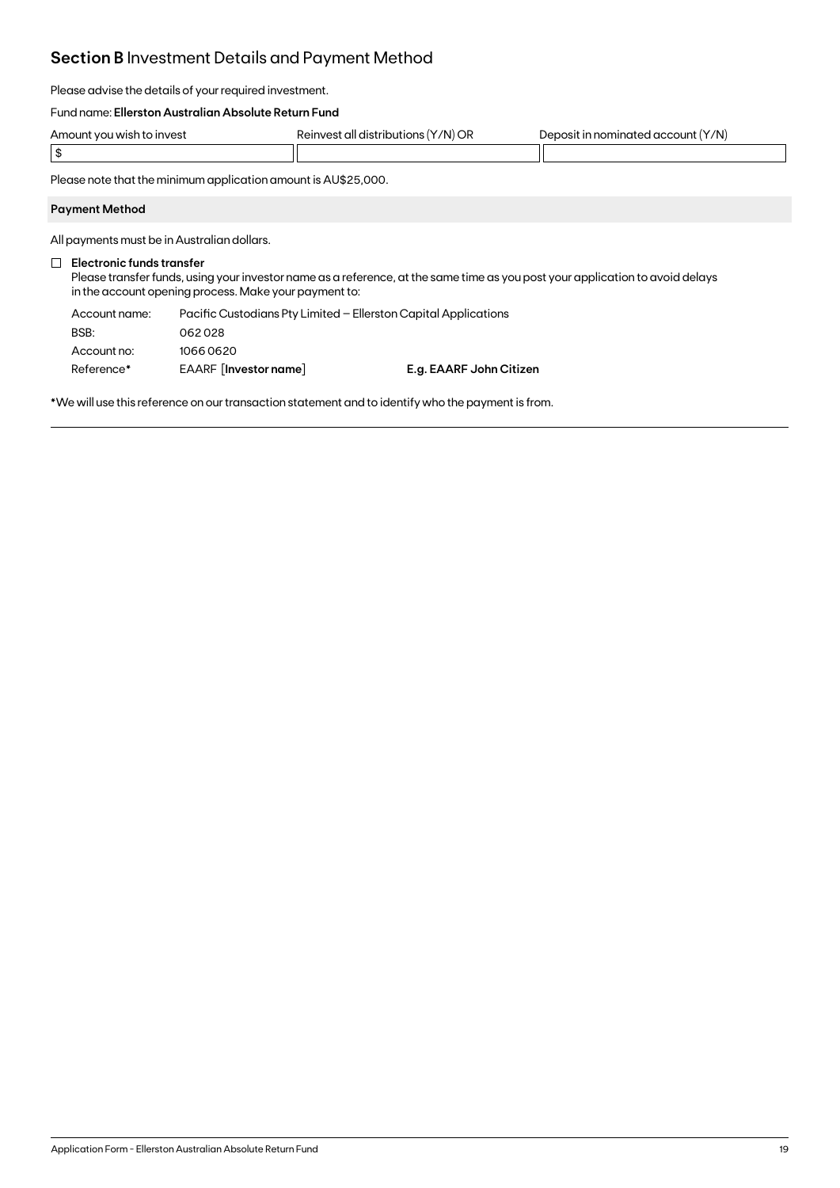## **Section B** Investment Details and Payment Method

Please advise the details of your required investment.

Fund name: **Ellerston Australian Absolute Return Fund**

| Amount you wish to invest | Reinvest all distributions (Y/N) OR | Deposit in nominated account (Y/N) |
|---|---|---|
| $ | | |

Please note that the minimum application amount is AU$25,000.

### Payment Method

All payments must be in Australian dollars.

☐ **Electronic funds transfer**

Please transfer funds, using your investor name as a reference, at the same time as you post your application to avoid delays in the account opening process. Make your payment to:

| | | |
|---|---|---|
| Account name: | Pacific Custodians Pty Limited – Ellerston Capital Applications | |
| BSB: | 062 028 | |
| Account no: | 1066 0620 | |
| Reference* | EAARF [**Investor name**] | **E.g. EAARF John Citizen** |

*We will use this reference on our transaction statement and to identify who the payment is from.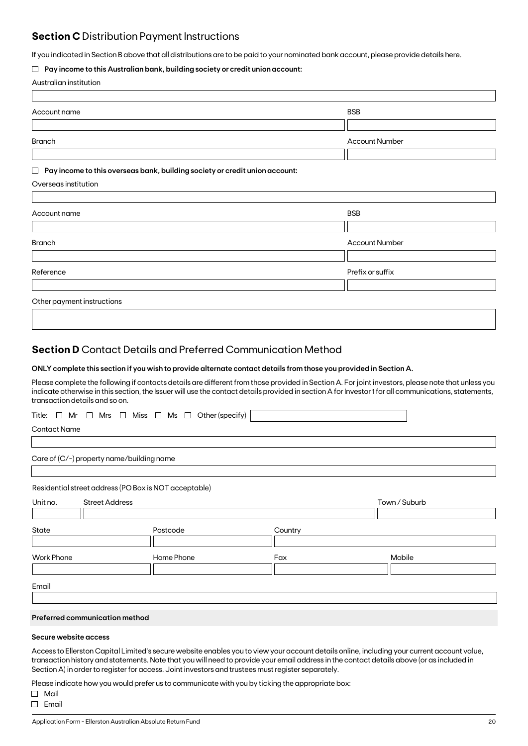## **Section C** Distribution Payment Instructions

If you indicated in Section B above that all distributions are to be paid to your nominated bank account, please provide details here.

☐ **Pay income to this Australian bank, building society or credit union account:**

Australian institution

Account name

BSB

Branch

Account Number

☐ **Pay income to this overseas bank, building society or credit union account:**

Overseas institution

Account name

BSB

Branch

Account Number

Reference

Prefix or suffix

Other payment instructions

## **Section D** Contact Details and Preferred Communication Method

**ONLY complete this section if you wish to provide alternate contact details from those you provided in Section A.**

Please complete the following if contacts details are different from those provided in Section A. For joint investors, please note that unless you indicate otherwise in this section, the Issuer will use the contact details provided in section A for Investor 1 for all communications, statements, transaction details and so on.

Title: ☐ Mr ☐ Mrs ☐ Miss ☐ Ms ☐ Other (specify)

Contact Name

Care of (C/-) property name/building name

Residential street address (PO Box is NOT acceptable)

Unit no. | Street Address | Town / Suburb

State | Postcode | Country

Work Phone | Home Phone | Fax | Mobile

Email

### Preferred communication method

**Secure website access**

Access to Ellerston Capital Limited's secure website enables you to view your account details online, including your current account value, transaction history and statements. Note that you will need to provide your email address in the contact details above (or as included in Section A) in order to register for access. Joint investors and trustees must register separately.

Please indicate how you would prefer us to communicate with you by ticking the appropriate box:

☐ Mail

☐ Email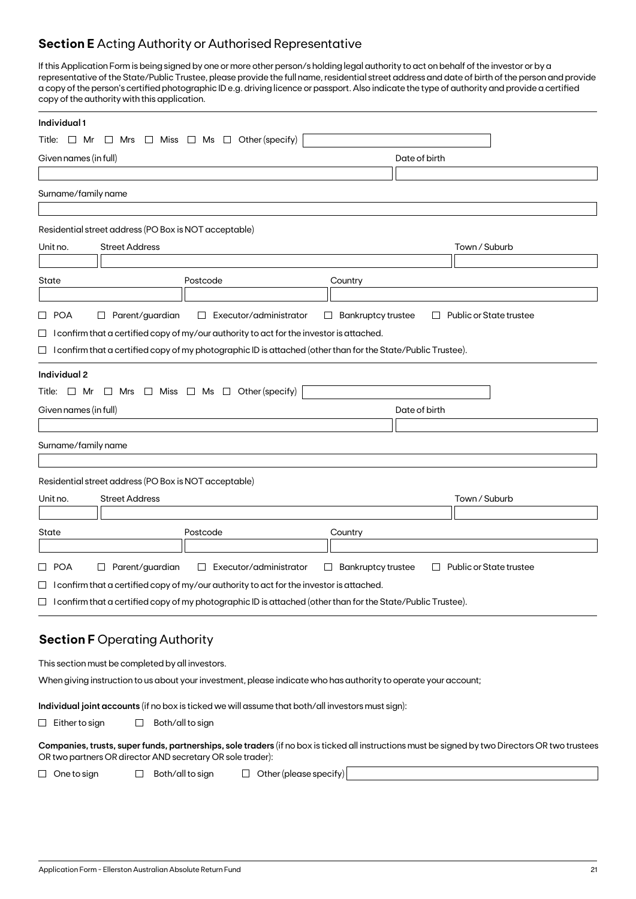## **Section E** Acting Authority or Authorised Representative

If this Application Form is being signed by one or more other person/s holding legal authority to act on behalf of the investor or by a representative of the State/Public Trustee, please provide the full name, residential street address and date of birth of the person and provide a copy of the person's certified photographic ID e.g. driving licence or passport. Also indicate the type of authority and provide a certified copy of the authority with this application.

**Individual 1**

Title: ☐ Mr ☐ Mrs ☐ Miss ☐ Ms ☐ Other (specify) \_\_\_\_\_\_\_\_\_\_

Given names (in full) \_\_\_\_\_\_\_\_\_\_ Date of birth \_\_\_\_\_\_\_\_\_\_

Surname/family name \_\_\_\_\_\_\_\_\_\_

Residential street address (PO Box is NOT acceptable)

Unit no. \_\_\_\_\_ Street Address \_\_\_\_\_\_\_\_\_\_ Town / Suburb \_\_\_\_\_\_\_\_\_\_

State \_\_\_\_\_ Postcode \_\_\_\_\_ Country \_\_\_\_\_\_\_\_\_\_

☐ POA ☐ Parent/guardian ☐ Executor/administrator ☐ Bankruptcy trustee ☐ Public or State trustee

☐ I confirm that a certified copy of my/our authority to act for the investor is attached.

☐ I confirm that a certified copy of my photographic ID is attached (other than for the State/Public Trustee).

**Individual 2**

Title: ☐ Mr ☐ Mrs ☐ Miss ☐ Ms ☐ Other (specify) \_\_\_\_\_\_\_\_\_\_

Given names (in full) \_\_\_\_\_\_\_\_\_\_ Date of birth \_\_\_\_\_\_\_\_\_\_

Surname/family name \_\_\_\_\_\_\_\_\_\_

Residential street address (PO Box is NOT acceptable)

Unit no. \_\_\_\_\_ Street Address \_\_\_\_\_\_\_\_\_\_ Town / Suburb \_\_\_\_\_\_\_\_\_\_

State \_\_\_\_\_ Postcode \_\_\_\_\_ Country \_\_\_\_\_\_\_\_\_\_

☐ POA ☐ Parent/guardian ☐ Executor/administrator ☐ Bankruptcy trustee ☐ Public or State trustee

☐ I confirm that a certified copy of my/our authority to act for the investor is attached.

☐ I confirm that a certified copy of my photographic ID is attached (other than for the State/Public Trustee).

## **Section F** Operating Authority

This section must be completed by all investors.

When giving instruction to us about your investment, please indicate who has authority to operate your account;

**Individual joint accounts** (if no box is ticked we will assume that both/all investors must sign):

☐ Either to sign ☐ Both/all to sign

**Companies, trusts, super funds, partnerships, sole traders** (if no box is ticked all instructions must be signed by two Directors OR two trustees OR two partners OR director AND secretary OR sole trader):

☐ One to sign ☐ Both/all to sign ☐ Other (please specify) \_\_\_\_\_\_\_\_\_\_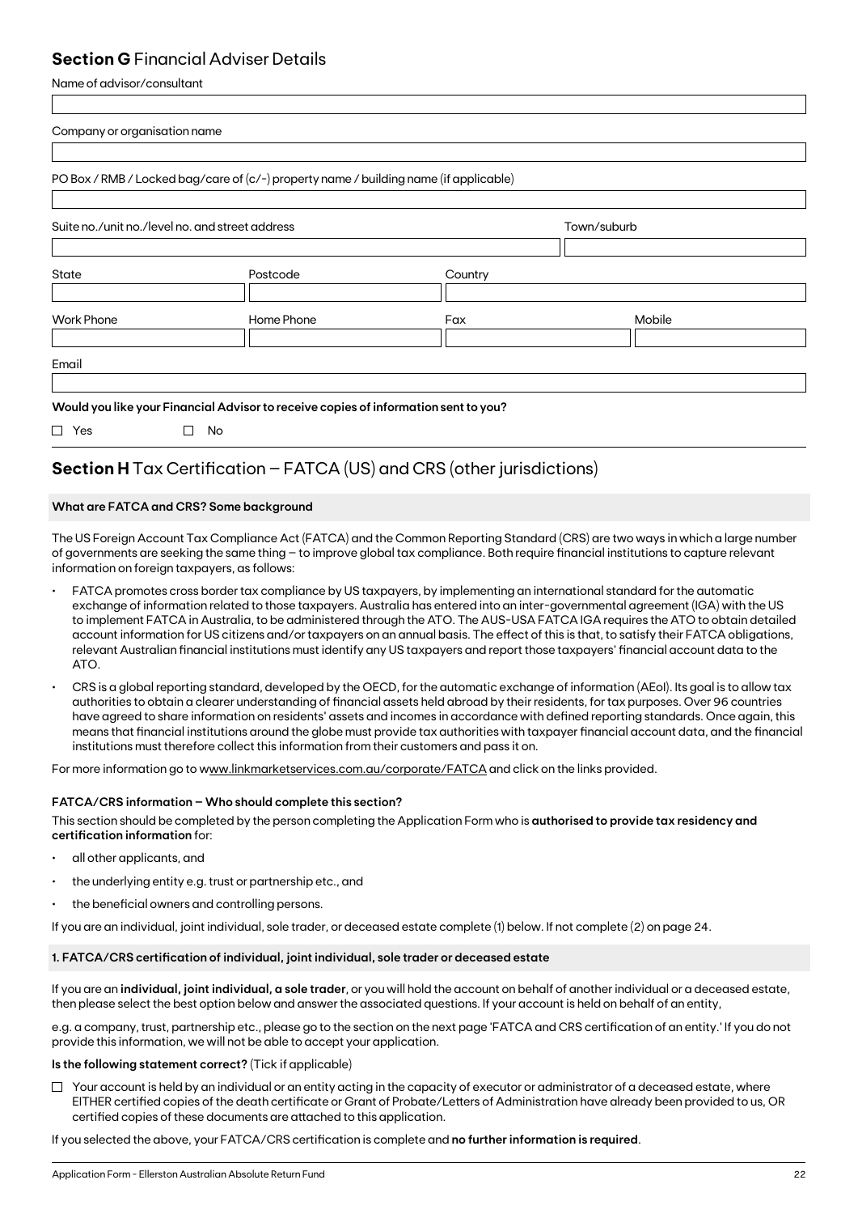## **Section G** Financial Adviser Details

Name of advisor/consultant

Company or organisation name

PO Box / RMB / Locked bag/care of (c/-) property name / building name (if applicable)

| Suite no./unit no./level no. and street address | | | Town/suburb |
|---|---|---|---|
| State | Postcode | Country | |
| Work Phone | Home Phone | Fax | Mobile |

Email

**Would you like your Financial Advisor to receive copies of information sent to you?**

☐ Yes ☐ No

## **Section H** Tax Certification – FATCA (US) and CRS (other jurisdictions)

### What are FATCA and CRS? Some background

The US Foreign Account Tax Compliance Act (FATCA) and the Common Reporting Standard (CRS) are two ways in which a large number of governments are seeking the same thing – to improve global tax compliance. Both require financial institutions to capture relevant information on foreign taxpayers, as follows:

- FATCA promotes cross border tax compliance by US taxpayers, by implementing an international standard for the automatic exchange of information related to those taxpayers. Australia has entered into an inter-governmental agreement (IGA) with the US to implement FATCA in Australia, to be administered through the ATO. The AUS-USA FATCA IGA requires the ATO to obtain detailed account information for US citizens and/or taxpayers on an annual basis. The effect of this is that, to satisfy their FATCA obligations, relevant Australian financial institutions must identify any US taxpayers and report those taxpayers' financial account data to the ATO.
- CRS is a global reporting standard, developed by the OECD, for the automatic exchange of information (AEoI). Its goal is to allow tax authorities to obtain a clearer understanding of financial assets held abroad by their residents, for tax purposes. Over 96 countries have agreed to share information on residents' assets and incomes in accordance with defined reporting standards. Once again, this means that financial institutions around the globe must provide tax authorities with taxpayer financial account data, and the financial institutions must therefore collect this information from their customers and pass it on.

For more information go to www.linkmarketservices.com.au/corporate/FATCA and click on the links provided.

### FATCA/CRS information – Who should complete this section?

This section should be completed by the person completing the Application Form who is **authorised to provide tax residency and certification information** for:

- all other applicants, and
- the underlying entity e.g. trust or partnership etc., and
- the beneficial owners and controlling persons.

If you are an individual, joint individual, sole trader, or deceased estate complete (1) below. If not complete (2) on page 24.

### 1. FATCA/CRS certification of individual, joint individual, sole trader or deceased estate

If you are an **individual, joint individual, a sole trader**, or you will hold the account on behalf of another individual or a deceased estate, then please select the best option below and answer the associated questions. If your account is held on behalf of an entity,

e.g. a company, trust, partnership etc., please go to the section on the next page 'FATCA and CRS certification of an entity.' If you do not provide this information, we will not be able to accept your application.

**Is the following statement correct?** (Tick if applicable)

☐ Your account is held by an individual or an entity acting in the capacity of executor or administrator of a deceased estate, where EITHER certified copies of the death certificate or Grant of Probate/Letters of Administration have already been provided to us, OR certified copies of these documents are attached to this application.

If you selected the above, your FATCA/CRS certification is complete and **no further information is required**.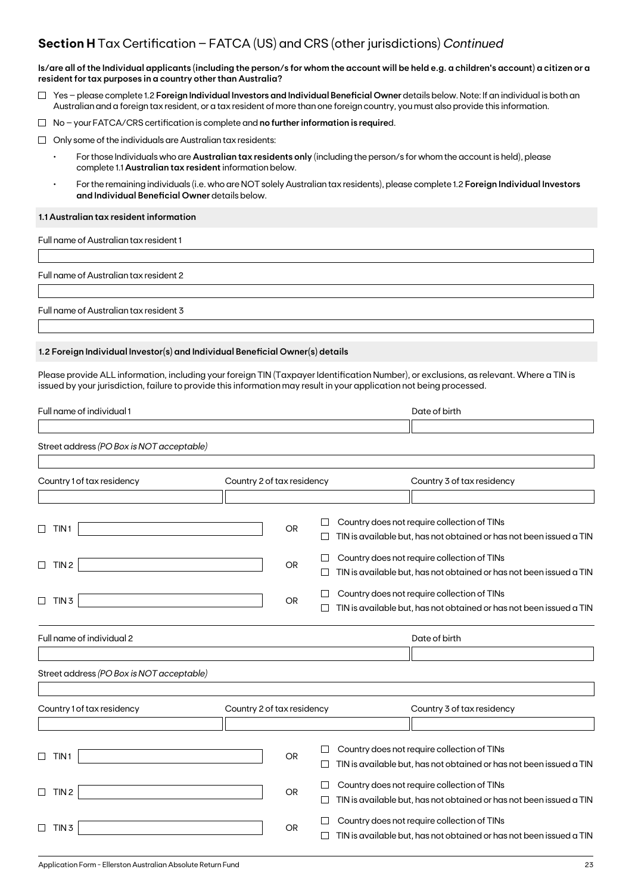## **Section H** Tax Certification – FATCA (US) and CRS (other jurisdictions) *Continued*

**Is/are all of the Individual applicants (including the person/s for whom the account will be held e.g. a children's account) a citizen or a resident for tax purposes in a country other than Australia?**

- ☐ Yes – please complete 1.2 **Foreign Individual Investors and Individual Beneficial Owner** details below. Note: If an individual is both an Australian and a foreign tax resident, or a tax resident of more than one foreign country, you must also provide this information.
- ☐ No – your FATCA/CRS certification is complete and **no further information is require**d.
- ☐ Only some of the individuals are Australian tax residents:
  - For those Individuals who are **Australian tax residents only** (including the person/s for whom the account is held), please complete 1.1 **Australian tax resident** information below.
  - For the remaining individuals (i.e. who are NOT solely Australian tax residents), please complete 1.2 **Foreign Individual Investors and Individual Beneficial Owner** details below.

**1.1 Australian tax resident information**

Full name of Australian tax resident 1

Full name of Australian tax resident 2

Full name of Australian tax resident 3

**1.2 Foreign Individual Investor(s) and Individual Beneficial Owner(s) details**

Please provide ALL information, including your foreign TIN (Taxpayer Identification Number), or exclusions, as relevant. Where a TIN is issued by your jurisdiction, failure to provide this information may result in your application not being processed.

Full name of individual 1 | Date of birth

Street address *(PO Box is NOT acceptable)*

Country 1 of tax residency | Country 2 of tax residency | Country 3 of tax residency

☐ TIN 1 ______ OR ☐ Country does not require collection of TINs ☐ TIN is available but, has not obtained or has not been issued a TIN

☐ TIN 2 ______ OR ☐ Country does not require collection of TINs ☐ TIN is available but, has not obtained or has not been issued a TIN

☐ TIN 3 ______ OR ☐ Country does not require collection of TINs ☐ TIN is available but, has not obtained or has not been issued a TIN

Full name of individual 2 | Date of birth

Street address *(PO Box is NOT acceptable)*

Country 1 of tax residency | Country 2 of tax residency | Country 3 of tax residency

☐ TIN 1 ______ OR ☐ Country does not require collection of TINs ☐ TIN is available but, has not obtained or has not been issued a TIN

☐ TIN 2 ______ OR ☐ Country does not require collection of TINs ☐ TIN is available but, has not obtained or has not been issued a TIN

☐ TIN 3 ______ OR ☐ Country does not require collection of TINs ☐ TIN is available but, has not obtained or has not been issued a TIN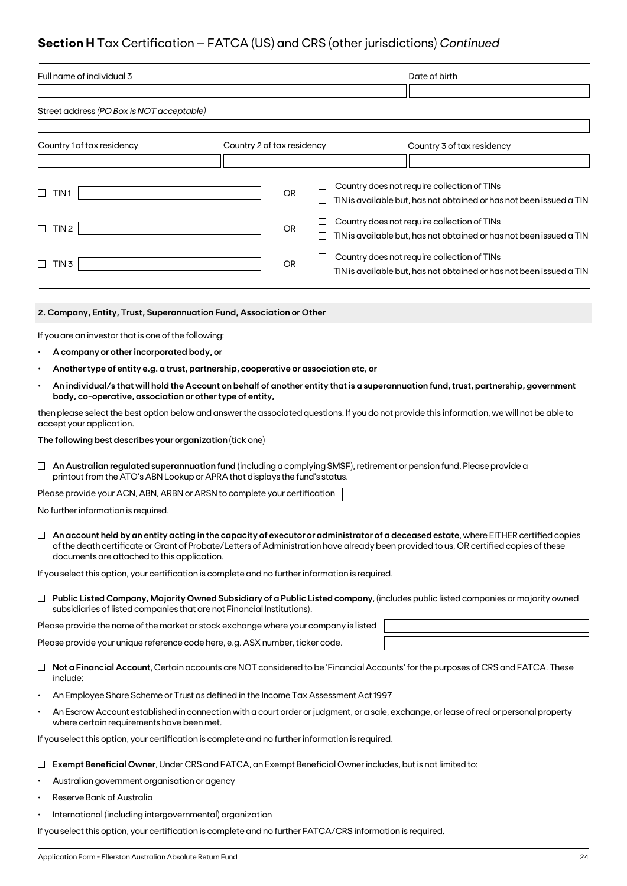## **Section H** Tax Certification – FATCA (US) and CRS (other jurisdictions) *Continued*

| Full name of individual 3 | Date of birth |
|---|---|
| | |

Street address *(PO Box is NOT acceptable)*

| Country 1 of tax residency | Country 2 of tax residency | Country 3 of tax residency |
|---|---|---|
| | | |

☐ TIN 1 ____________ OR ☐ Country does not require collection of TINs
☐ TIN is available but, has not obtained or has not been issued a TIN

☐ TIN 2 ____________ OR ☐ Country does not require collection of TINs
☐ TIN is available but, has not obtained or has not been issued a TIN

☐ TIN 3 ____________ OR ☐ Country does not require collection of TINs
☐ TIN is available but, has not obtained or has not been issued a TIN

### 2. Company, Entity, Trust, Superannuation Fund, Association or Other

If you are an investor that is one of the following:

- **A company or other incorporated body, or**
- **Another type of entity e.g. a trust, partnership, cooperative or association etc, or**
- **An individual/s that will hold the Account on behalf of another entity that is a superannuation fund, trust, partnership, government body, co-operative, association or other type of entity,**

then please select the best option below and answer the associated questions. If you do not provide this information, we will not be able to accept your application.

**The following best describes your organization** (tick one)

☐ **An Australian regulated superannuation fund** (including a complying SMSF), retirement or pension fund. Please provide a printout from the ATO's ABN Lookup or APRA that displays the fund's status.

Please provide your ACN, ABN, ARBN or ARSN to complete your certification ____________

No further information is required.

☐ **An account held by an entity acting in the capacity of executor or administrator of a deceased estate**, where EITHER certified copies of the death certificate or Grant of Probate/Letters of Administration have already been provided to us, OR certified copies of these documents are attached to this application.

If you select this option, your certification is complete and no further information is required.

☐ **Public Listed Company, Majority Owned Subsidiary of a Public Listed company**, (includes public listed companies or majority owned subsidiaries of listed companies that are not Financial Institutions).

Please provide the name of the market or stock exchange where your company is listed ____________

Please provide your unique reference code here, e.g. ASX number, ticker code. ____________

☐ **Not a Financial Account**, Certain accounts are NOT considered to be 'Financial Accounts' for the purposes of CRS and FATCA. These include:

- An Employee Share Scheme or Trust as defined in the Income Tax Assessment Act 1997
- An Escrow Account established in connection with a court order or judgment, or a sale, exchange, or lease of real or personal property where certain requirements have been met.

If you select this option, your certification is complete and no further information is required.

☐ **Exempt Beneficial Owner**, Under CRS and FATCA, an Exempt Beneficial Owner includes, but is not limited to:

- Australian government organisation or agency
- Reserve Bank of Australia
- International (including intergovernmental) organization

If you select this option, your certification is complete and no further FATCA/CRS information is required.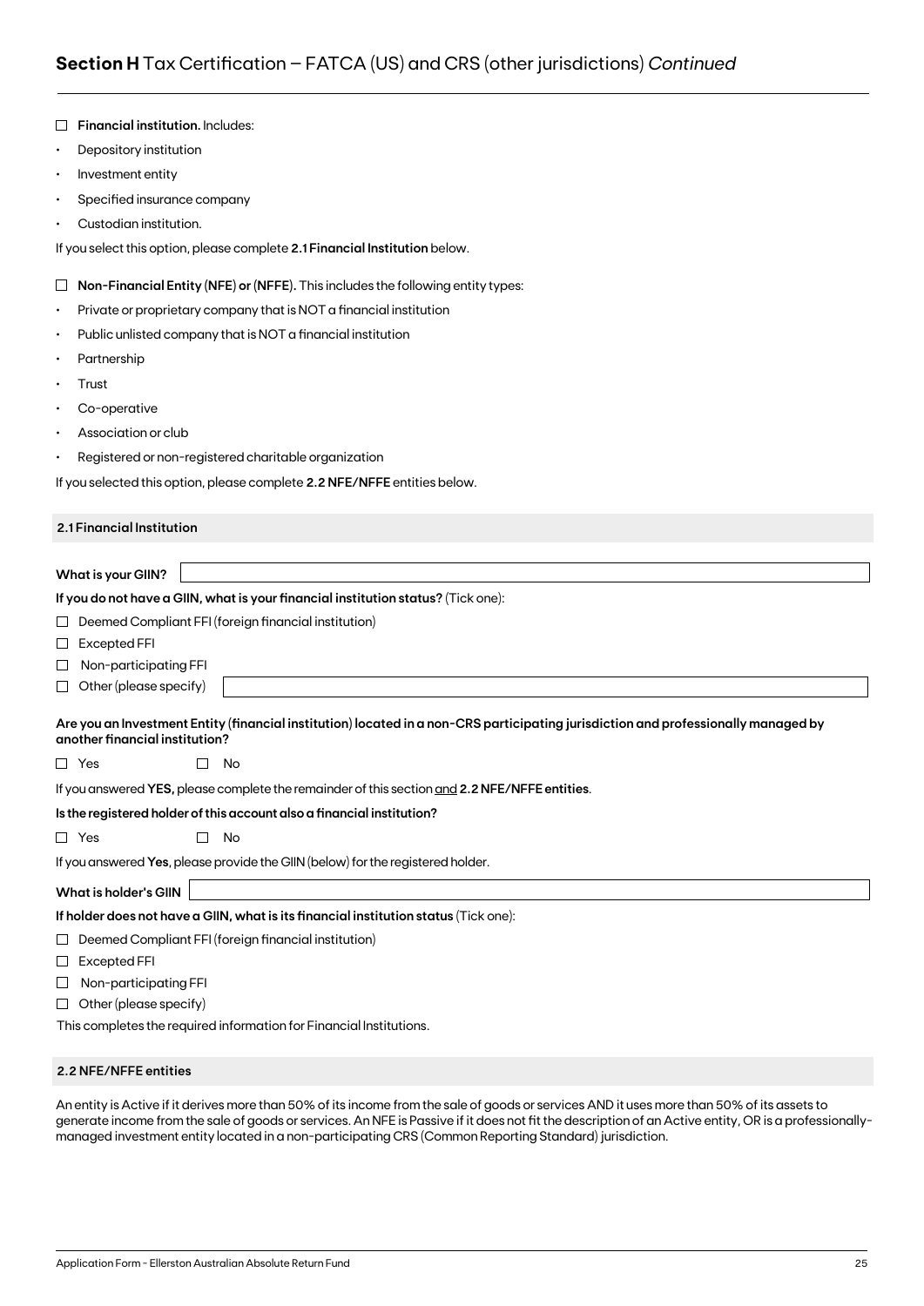## **Section H** Tax Certification – FATCA (US) and CRS (other jurisdictions) *Continued*

☐ **Financial institution.** Includes:

- Depository institution
- Investment entity
- Specified insurance company
- Custodian institution.

If you select this option, please complete **2.1 Financial Institution** below.

☐ **Non-Financial Entity (NFE) or (NFFE).** This includes the following entity types:

- Private or proprietary company that is NOT a financial institution
- Public unlisted company that is NOT a financial institution
- Partnership
- Trust
- Co-operative
- Association or club
- Registered or non-registered charitable organization

If you selected this option, please complete **2.2 NFE/NFFE** entities below.

### 2.1 Financial Institution

**What is your GIIN?** ______________________

**If you do not have a GIIN, what is your financial institution status?** (Tick one):

☐ Deemed Compliant FFI (foreign financial institution)

☐ Excepted FFI

☐ Non-participating FFI

☐ Other (please specify) ______________________

**Are you an Investment Entity (financial institution) located in a non-CRS participating jurisdiction and professionally managed by another financial institution?**

☐ Yes ☐ No

If you answered **YES,** please complete the remainder of this section <u>and</u> **2.2 NFE/NFFE entities**.

**Is the registered holder of this account also a financial institution?**

☐ Yes ☐ No

If you answered **Yes**, please provide the GIIN (below) for the registered holder.

**What is holder's GIIN** ______________________

**If holder does not have a GIIN, what is its financial institution status** (Tick one):

☐ Deemed Compliant FFI (foreign financial institution)

☐ Excepted FFI

☐ Non-participating FFI

☐ Other (please specify)

This completes the required information for Financial Institutions.

### 2.2 NFE/NFFE entities

An entity is Active if it derives more than 50% of its income from the sale of goods or services AND it uses more than 50% of its assets to generate income from the sale of goods or services. An NFE is Passive if it does not fit the description of an Active entity, OR is a professionally-managed investment entity located in a non-participating CRS (Common Reporting Standard) jurisdiction.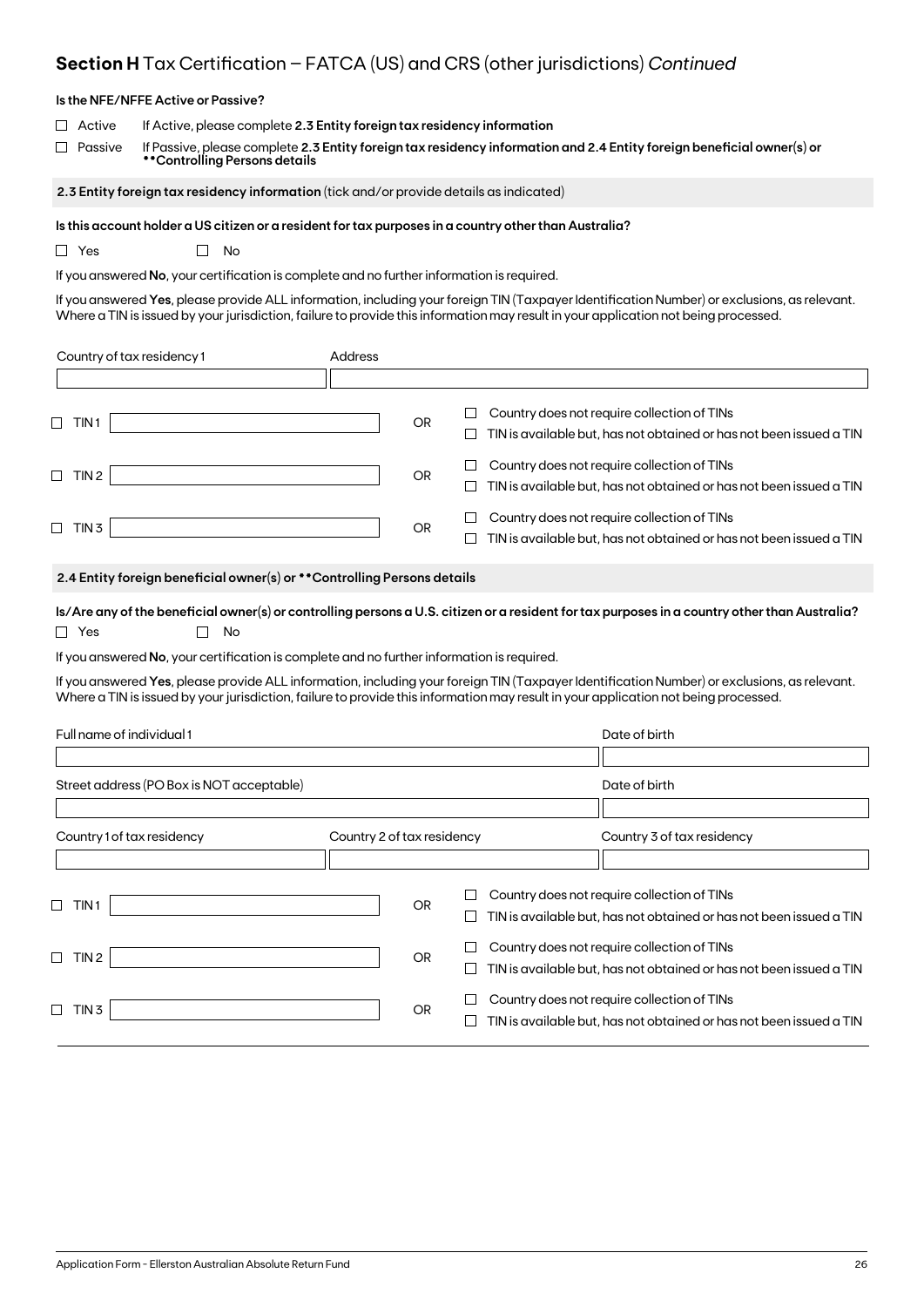## Section H Tax Certification – FATCA (US) and CRS (other jurisdictions) *Continued*

**Is the NFE/NFFE Active or Passive?**

☐ Active — If Active, please complete **2.3 Entity foreign tax residency information**

☐ Passive — If Passive, please complete **2.3 Entity foreign tax residency information and 2.4 Entity foreign beneficial owner(s) or \*\*Controlling Persons details**

### 2.3 Entity foreign tax residency information (tick and/or provide details as indicated)

**Is this account holder a US citizen or a resident for tax purposes in a country other than Australia?**

☐ Yes ☐ No

If you answered **No**, your certification is complete and no further information is required.

If you answered **Yes**, please provide ALL information, including your foreign TIN (Taxpayer Identification Number) or exclusions, as relevant. Where a TIN is issued by your jurisdiction, failure to provide this information may result in your application not being processed.

| Country of tax residency 1 | Address |
| --- | --- |
| | |

☐ TIN 1 ________________ OR ☐ Country does not require collection of TINs
☐ TIN is available but, has not obtained or has not been issued a TIN

☐ TIN 2 ________________ OR ☐ Country does not require collection of TINs
☐ TIN is available but, has not obtained or has not been issued a TIN

☐ TIN 3 ________________ OR ☐ Country does not require collection of TINs
☐ TIN is available but, has not obtained or has not been issued a TIN

### 2.4 Entity foreign beneficial owner(s) or \*\*Controlling Persons details

**Is/Are any of the beneficial owner(s) or controlling persons a U.S. citizen or a resident for tax purposes in a country other than Australia?**

☐ Yes ☐ No

If you answered **No**, your certification is complete and no further information is required.

If you answered **Yes**, please provide ALL information, including your foreign TIN (Taxpayer Identification Number) or exclusions, as relevant. Where a TIN is issued by your jurisdiction, failure to provide this information may result in your application not being processed.

| Full name of individual 1 | | Date of birth |
| --- | --- | --- |
| | | |
| **Street address (PO Box is NOT acceptable)** | | **Date of birth** |
| | | |
| **Country 1 of tax residency** | **Country 2 of tax residency** | **Country 3 of tax residency** |
| | | |

☐ TIN 1 ________________ OR ☐ Country does not require collection of TINs
☐ TIN is available but, has not obtained or has not been issued a TIN

☐ TIN 2 ________________ OR ☐ Country does not require collection of TINs
☐ TIN is available but, has not obtained or has not been issued a TIN

☐ TIN 3 ________________ OR ☐ Country does not require collection of TINs
☐ TIN is available but, has not obtained or has not been issued a TIN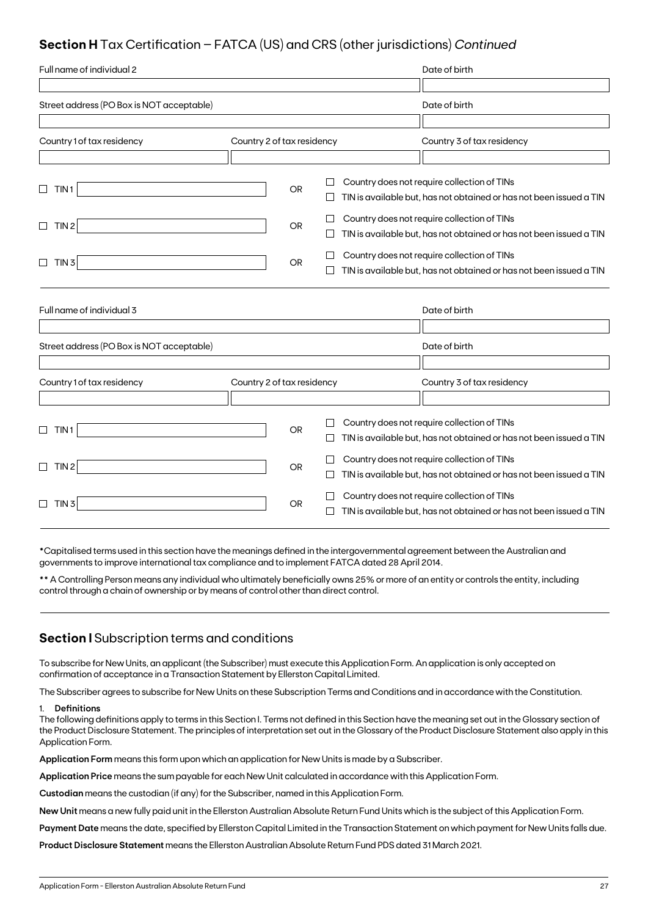## **Section H** Tax Certification – FATCA (US) and CRS (other jurisdictions) *Continued*

| Full name of individual 2 | | Date of birth |
|---|---|---|
| | | |
| Street address (PO Box is NOT acceptable) | | Date of birth |
| | | |
| Country 1 of tax residency | Country 2 of tax residency | Country 3 of tax residency |
| | | |

☐ TIN 1 ______________ OR ☐ Country does not require collection of TINs
☐ TIN is available but, has not obtained or has not been issued a TIN

☐ TIN 2 ______________ OR ☐ Country does not require collection of TINs
☐ TIN is available but, has not obtained or has not been issued a TIN

☐ TIN 3 ______________ OR ☐ Country does not require collection of TINs
☐ TIN is available but, has not obtained or has not been issued a TIN

| Full name of individual 3 | | Date of birth |
|---|---|---|
| | | |
| Street address (PO Box is NOT acceptable) | | Date of birth |
| | | |
| Country 1 of tax residency | Country 2 of tax residency | Country 3 of tax residency |
| | | |

☐ TIN 1 ______________ OR ☐ Country does not require collection of TINs
☐ TIN is available but, has not obtained or has not been issued a TIN

☐ TIN 2 ______________ OR ☐ Country does not require collection of TINs
☐ TIN is available but, has not obtained or has not been issued a TIN

☐ TIN 3 ______________ OR ☐ Country does not require collection of TINs
☐ TIN is available but, has not obtained or has not been issued a TIN

*Capitalised terms used in this section have the meanings defined in the intergovernmental agreement between the Australian and governments to improve international tax compliance and to implement FATCA dated 28 April 2014.

** A Controlling Person means any individual who ultimately beneficially owns 25% or more of an entity or controls the entity, including control through a chain of ownership or by means of control other than direct control.

## **Section I** Subscription terms and conditions

To subscribe for New Units, an applicant (the Subscriber) must execute this Application Form. An application is only accepted on confirmation of acceptance in a Transaction Statement by Ellerston Capital Limited.

The Subscriber agrees to subscribe for New Units on these Subscription Terms and Conditions and in accordance with the Constitution.

1. **Definitions**

The following definitions apply to terms in this Section I. Terms not defined in this Section have the meaning set out in the Glossary section of the Product Disclosure Statement. The principles of interpretation set out in the Glossary of the Product Disclosure Statement also apply in this Application Form.

**Application Form** means this form upon which an application for New Units is made by a Subscriber.

**Application Price** means the sum payable for each New Unit calculated in accordance with this Application Form.

**Custodian** means the custodian (if any) for the Subscriber, named in this Application Form.

**New Unit** means a new fully paid unit in the Ellerston Australian Absolute Return Fund Units which is the subject of this Application Form.

**Payment Date** means the date, specified by Ellerston Capital Limited in the Transaction Statement on which payment for New Units falls due.

**Product Disclosure Statement** means the Ellerston Australian Absolute Return Fund PDS dated 31 March 2021.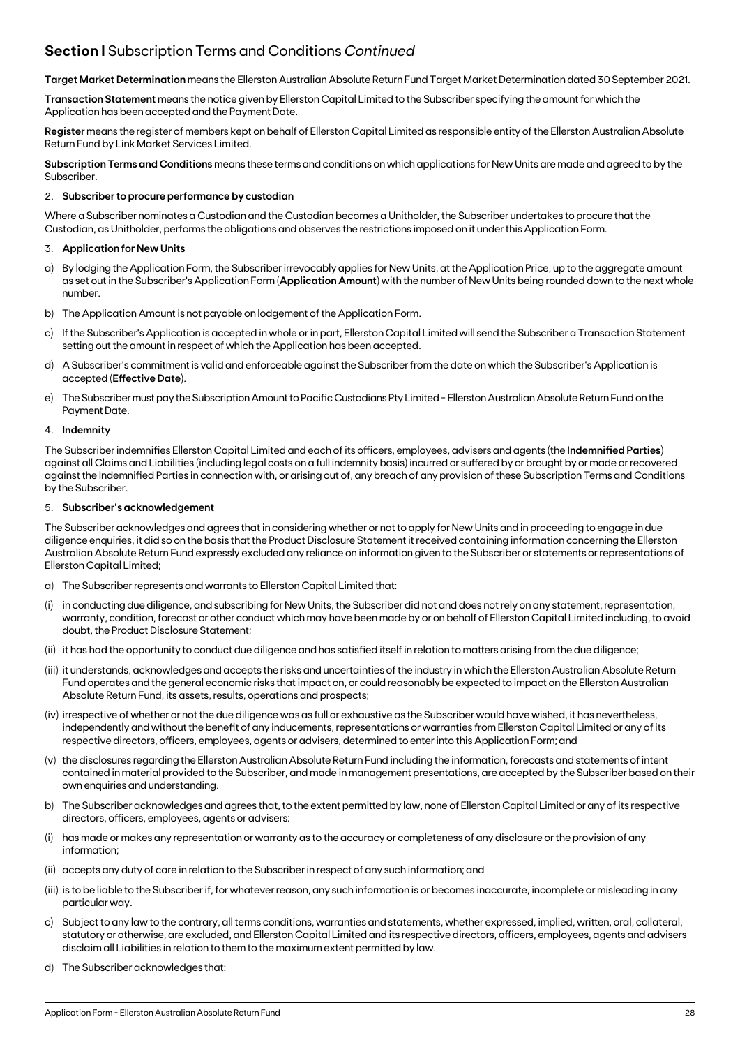## **Section I** Subscription Terms and Conditions *Continued*

**Target Market Determination** means the Ellerston Australian Absolute Return Fund Target Market Determination dated 30 September 2021.

**Transaction Statement** means the notice given by Ellerston Capital Limited to the Subscriber specifying the amount for which the Application has been accepted and the Payment Date.

**Register** means the register of members kept on behalf of Ellerston Capital Limited as responsible entity of the Ellerston Australian Absolute Return Fund by Link Market Services Limited.

**Subscription Terms and Conditions** means these terms and conditions on which applications for New Units are made and agreed to by the Subscriber.

2. **Subscriber to procure performance by custodian**

Where a Subscriber nominates a Custodian and the Custodian becomes a Unitholder, the Subscriber undertakes to procure that the Custodian, as Unitholder, performs the obligations and observes the restrictions imposed on it under this Application Form.

3. **Application for New Units**

a) By lodging the Application Form, the Subscriber irrevocably applies for New Units, at the Application Price, up to the aggregate amount as set out in the Subscriber's Application Form (**Application Amount**) with the number of New Units being rounded down to the next whole number.

b) The Application Amount is not payable on lodgement of the Application Form.

c) If the Subscriber's Application is accepted in whole or in part, Ellerston Capital Limited will send the Subscriber a Transaction Statement setting out the amount in respect of which the Application has been accepted.

d) A Subscriber's commitment is valid and enforceable against the Subscriber from the date on which the Subscriber's Application is accepted (**Effective Date**).

e) The Subscriber must pay the Subscription Amount to Pacific Custodians Pty Limited - Ellerston Australian Absolute Return Fund on the Payment Date.

4. **Indemnity**

The Subscriber indemnifies Ellerston Capital Limited and each of its officers, employees, advisers and agents (the **Indemnified Parties**) against all Claims and Liabilities (including legal costs on a full indemnity basis) incurred or suffered by or brought by or made or recovered against the Indemnified Parties in connection with, or arising out of, any breach of any provision of these Subscription Terms and Conditions by the Subscriber.

5. **Subscriber's acknowledgement**

The Subscriber acknowledges and agrees that in considering whether or not to apply for New Units and in proceeding to engage in due diligence enquiries, it did so on the basis that the Product Disclosure Statement it received containing information concerning the Ellerston Australian Absolute Return Fund expressly excluded any reliance on information given to the Subscriber or statements or representations of Ellerston Capital Limited;

a) The Subscriber represents and warrants to Ellerston Capital Limited that:

(i) in conducting due diligence, and subscribing for New Units, the Subscriber did not and does not rely on any statement, representation, warranty, condition, forecast or other conduct which may have been made by or on behalf of Ellerston Capital Limited including, to avoid doubt, the Product Disclosure Statement;

(ii) it has had the opportunity to conduct due diligence and has satisfied itself in relation to matters arising from the due diligence;

(iii) it understands, acknowledges and accepts the risks and uncertainties of the industry in which the Ellerston Australian Absolute Return Fund operates and the general economic risks that impact on, or could reasonably be expected to impact on the Ellerston Australian Absolute Return Fund, its assets, results, operations and prospects;

(iv) irrespective of whether or not the due diligence was as full or exhaustive as the Subscriber would have wished, it has nevertheless, independently and without the benefit of any inducements, representations or warranties from Ellerston Capital Limited or any of its respective directors, officers, employees, agents or advisers, determined to enter into this Application Form; and

(v) the disclosures regarding the Ellerston Australian Absolute Return Fund including the information, forecasts and statements of intent contained in material provided to the Subscriber, and made in management presentations, are accepted by the Subscriber based on their own enquiries and understanding.

b) The Subscriber acknowledges and agrees that, to the extent permitted by law, none of Ellerston Capital Limited or any of its respective directors, officers, employees, agents or advisers:

(i) has made or makes any representation or warranty as to the accuracy or completeness of any disclosure or the provision of any information;

(ii) accepts any duty of care in relation to the Subscriber in respect of any such information; and

(iii) is to be liable to the Subscriber if, for whatever reason, any such information is or becomes inaccurate, incomplete or misleading in any particular way.

c) Subject to any law to the contrary, all terms conditions, warranties and statements, whether expressed, implied, written, oral, collateral, statutory or otherwise, are excluded, and Ellerston Capital Limited and its respective directors, officers, employees, agents and advisers disclaim all Liabilities in relation to them to the maximum extent permitted by law.

d) The Subscriber acknowledges that: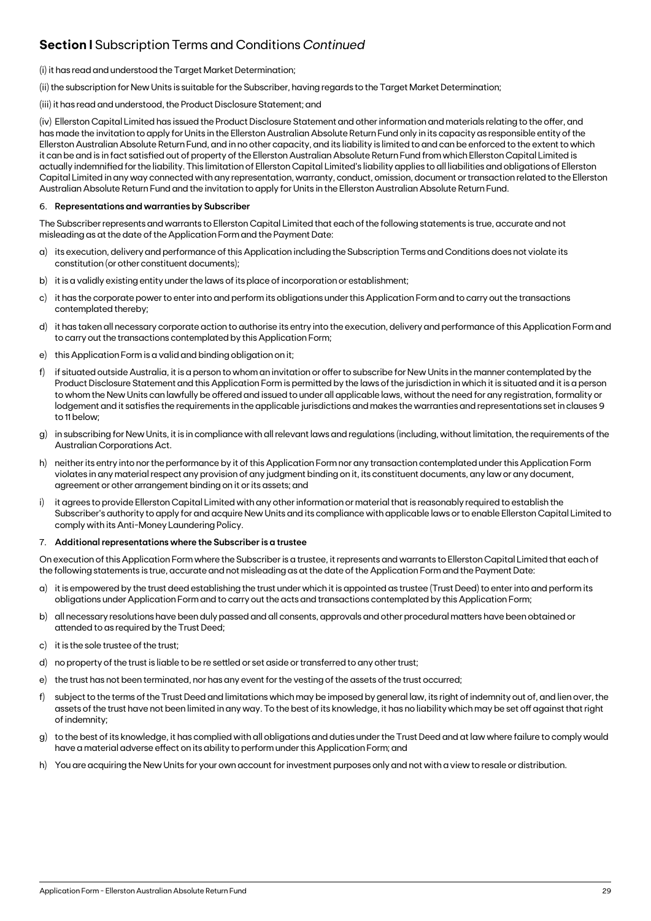## Section I Subscription Terms and Conditions *Continued*

(i) it has read and understood the Target Market Determination;

(ii) the subscription for New Units is suitable for the Subscriber, having regards to the Target Market Determination;

(iii) it has read and understood, the Product Disclosure Statement; and

(iv) Ellerston Capital Limited has issued the Product Disclosure Statement and other information and materials relating to the offer, and has made the invitation to apply for Units in the Ellerston Australian Absolute Return Fund only in its capacity as responsible entity of the Ellerston Australian Absolute Return Fund, and in no other capacity, and its liability is limited to and can be enforced to the extent to which it can be and is in fact satisfied out of property of the Ellerston Australian Absolute Return Fund from which Ellerston Capital Limited is actually indemnified for the liability. This limitation of Ellerston Capital Limited's liability applies to all liabilities and obligations of Ellerston Capital Limited in any way connected with any representation, warranty, conduct, omission, document or transaction related to the Ellerston Australian Absolute Return Fund and the invitation to apply for Units in the Ellerston Australian Absolute Return Fund.

6. **Representations and warranties by Subscriber**

The Subscriber represents and warrants to Ellerston Capital Limited that each of the following statements is true, accurate and not misleading as at the date of the Application Form and the Payment Date:

a) its execution, delivery and performance of this Application including the Subscription Terms and Conditions does not violate its constitution (or other constituent documents);

b) it is a validly existing entity under the laws of its place of incorporation or establishment;

c) it has the corporate power to enter into and perform its obligations under this Application Form and to carry out the transactions contemplated thereby;

d) it has taken all necessary corporate action to authorise its entry into the execution, delivery and performance of this Application Form and to carry out the transactions contemplated by this Application Form;

e) this Application Form is a valid and binding obligation on it;

f) if situated outside Australia, it is a person to whom an invitation or offer to subscribe for New Units in the manner contemplated by the Product Disclosure Statement and this Application Form is permitted by the laws of the jurisdiction in which it is situated and it is a person to whom the New Units can lawfully be offered and issued to under all applicable laws, without the need for any registration, formality or lodgement and it satisfies the requirements in the applicable jurisdictions and makes the warranties and representations set in clauses 9 to 11 below;

g) in subscribing for New Units, it is in compliance with all relevant laws and regulations (including, without limitation, the requirements of the Australian Corporations Act.

h) neither its entry into nor the performance by it of this Application Form nor any transaction contemplated under this Application Form violates in any material respect any provision of any judgment binding on it, its constituent documents, any law or any document, agreement or other arrangement binding on it or its assets; and

i) it agrees to provide Ellerston Capital Limited with any other information or material that is reasonably required to establish the Subscriber's authority to apply for and acquire New Units and its compliance with applicable laws or to enable Ellerston Capital Limited to comply with its Anti-Money Laundering Policy.

7. **Additional representations where the Subscriber is a trustee**

On execution of this Application Form where the Subscriber is a trustee, it represents and warrants to Ellerston Capital Limited that each of the following statements is true, accurate and not misleading as at the date of the Application Form and the Payment Date:

a) it is empowered by the trust deed establishing the trust under which it is appointed as trustee (Trust Deed) to enter into and perform its obligations under Application Form and to carry out the acts and transactions contemplated by this Application Form;

b) all necessary resolutions have been duly passed and all consents, approvals and other procedural matters have been obtained or attended to as required by the Trust Deed;

c) it is the sole trustee of the trust;

d) no property of the trust is liable to be re settled or set aside or transferred to any other trust;

e) the trust has not been terminated, nor has any event for the vesting of the assets of the trust occurred;

f) subject to the terms of the Trust Deed and limitations which may be imposed by general law, its right of indemnity out of, and lien over, the assets of the trust have not been limited in any way. To the best of its knowledge, it has no liability which may be set off against that right of indemnity;

g) to the best of its knowledge, it has complied with all obligations and duties under the Trust Deed and at law where failure to comply would have a material adverse effect on its ability to perform under this Application Form; and

h) You are acquiring the New Units for your own account for investment purposes only and not with a view to resale or distribution.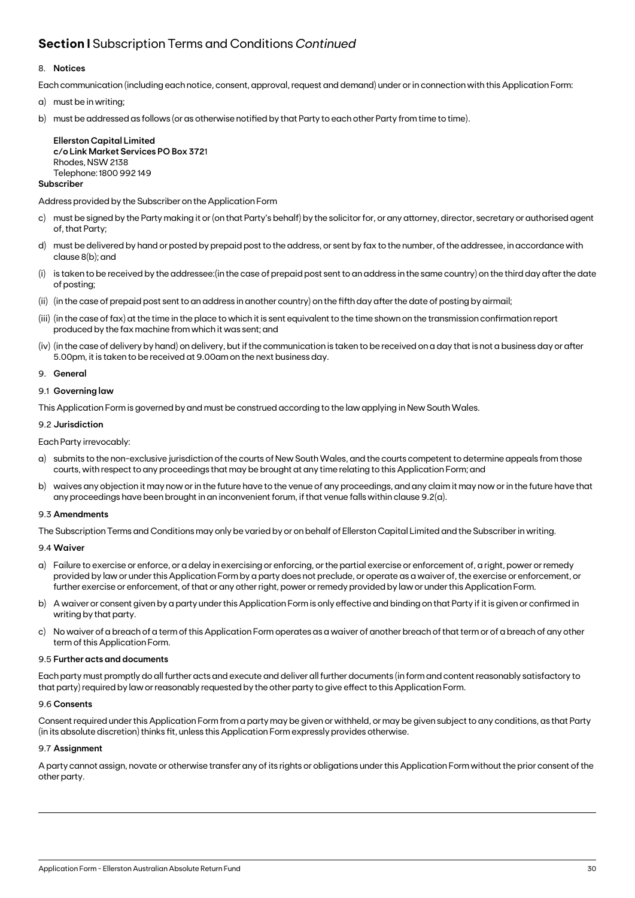## **Section I** Subscription Terms and Conditions *Continued*

8. **Notices**

Each communication (including each notice, consent, approval, request and demand) under or in connection with this Application Form:

a) must be in writing;

b) must be addressed as follows (or as otherwise notified by that Party to each other Party from time to time).

**Ellerston Capital Limited**
**c/o Link Market Services PO Box 372**1
Rhodes, NSW 2138
Telephone: 1800 992 149

**Subscriber**

Address provided by the Subscriber on the Application Form

c) must be signed by the Party making it or (on that Party's behalf) by the solicitor for, or any attorney, director, secretary or authorised agent of, that Party;

d) must be delivered by hand or posted by prepaid post to the address, or sent by fax to the number, of the addressee, in accordance with clause 8(b); and

(i) is taken to be received by the addressee:(in the case of prepaid post sent to an address in the same country) on the third day after the date of posting;

(ii) (in the case of prepaid post sent to an address in another country) on the fifth day after the date of posting by airmail;

(iii) (in the case of fax) at the time in the place to which it is sent equivalent to the time shown on the transmission confirmation report produced by the fax machine from which it was sent; and

(iv) (in the case of delivery by hand) on delivery, but if the communication is taken to be received on a day that is not a business day or after 5.00pm, it is taken to be received at 9.00am on the next business day.

9. **General**

9.1 **Governing law**

This Application Form is governed by and must be construed according to the law applying in New South Wales.

9.2 **Jurisdiction**

Each Party irrevocably:

a) submits to the non-exclusive jurisdiction of the courts of New South Wales, and the courts competent to determine appeals from those courts, with respect to any proceedings that may be brought at any time relating to this Application Form; and

b) waives any objection it may now or in the future have to the venue of any proceedings, and any claim it may now or in the future have that any proceedings have been brought in an inconvenient forum, if that venue falls within clause 9.2(a).

9.3 **Amendments**

The Subscription Terms and Conditions may only be varied by or on behalf of Ellerston Capital Limited and the Subscriber in writing.

9.4 **Waiver**

a) Failure to exercise or enforce, or a delay in exercising or enforcing, or the partial exercise or enforcement of, a right, power or remedy provided by law or under this Application Form by a party does not preclude, or operate as a waiver of, the exercise or enforcement, or further exercise or enforcement, of that or any other right, power or remedy provided by law or under this Application Form.

b) A waiver or consent given by a party under this Application Form is only effective and binding on that Party if it is given or confirmed in writing by that party.

c) No waiver of a breach of a term of this Application Form operates as a waiver of another breach of that term or of a breach of any other term of this Application Form.

9.5 **Further acts and documents**

Each party must promptly do all further acts and execute and deliver all further documents (in form and content reasonably satisfactory to that party) required by law or reasonably requested by the other party to give effect to this Application Form.

9.6 **Consents**

Consent required under this Application Form from a party may be given or withheld, or may be given subject to any conditions, as that Party (in its absolute discretion) thinks fit, unless this Application Form expressly provides otherwise.

9.7 **Assignment**

A party cannot assign, novate or otherwise transfer any of its rights or obligations under this Application Form without the prior consent of the other party.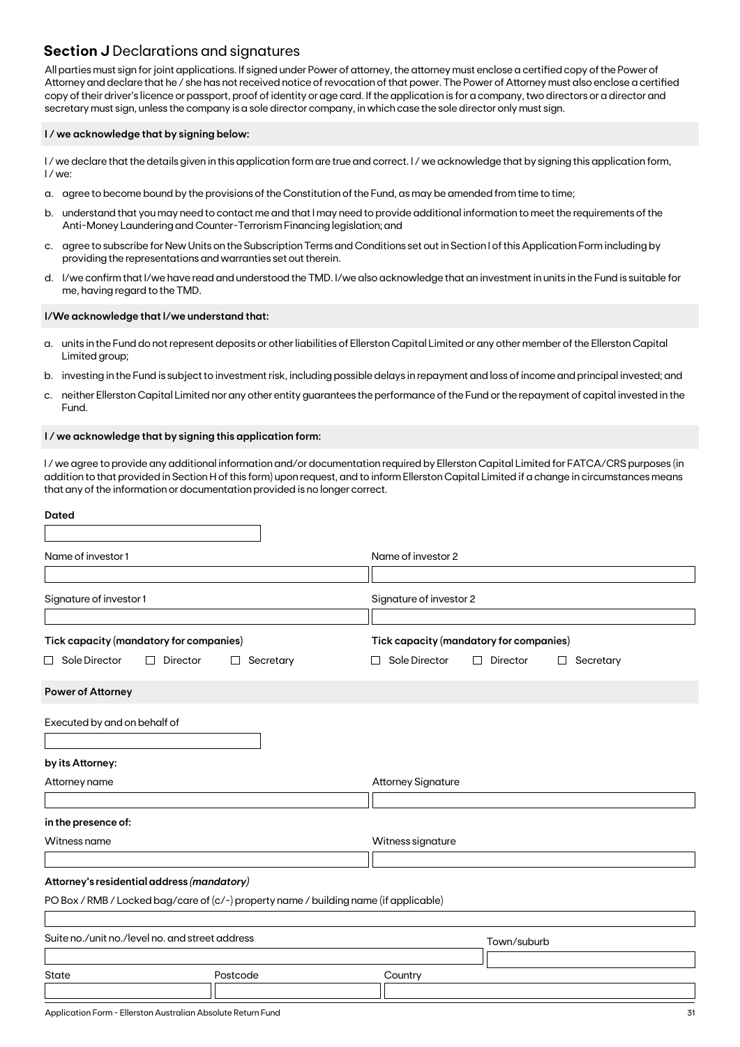## **Section J** Declarations and signatures

All parties must sign for joint applications. If signed under Power of attorney, the attorney must enclose a certified copy of the Power of Attorney and declare that he / she has not received notice of revocation of that power. The Power of Attorney must also enclose a certified copy of their driver's licence or passport, proof of identity or age card. If the application is for a company, two directors or a director and secretary must sign, unless the company is a sole director company, in which case the sole director only must sign.

**I / we acknowledge that by signing below:**

I / we declare that the details given in this application form are true and correct. I / we acknowledge that by signing this application form, I / we:

a. agree to become bound by the provisions of the Constitution of the Fund, as may be amended from time to time;

b. understand that you may need to contact me and that I may need to provide additional information to meet the requirements of the Anti-Money Laundering and Counter-Terrorism Financing legislation; and

c. agree to subscribe for New Units on the Subscription Terms and Conditions set out in Section I of this Application Form including by providing the representations and warranties set out therein.

d. I/we confirm that I/we have read and understood the TMD. I/we also acknowledge that an investment in units in the Fund is suitable for me, having regard to the TMD.

**I/We acknowledge that I/we understand that:**

a. units in the Fund do not represent deposits or other liabilities of Ellerston Capital Limited or any other member of the Ellerston Capital Limited group;

b. investing in the Fund is subject to investment risk, including possible delays in repayment and loss of income and principal invested; and

c. neither Ellerston Capital Limited nor any other entity guarantees the performance of the Fund or the repayment of capital invested in the Fund.

**I / we acknowledge that by signing this application form:**

I / we agree to provide any additional information and/or documentation required by Ellerston Capital Limited for FATCA/CRS purposes (in addition to that provided in Section H of this form) upon request, and to inform Ellerston Capital Limited if a change in circumstances means that any of the information or documentation provided is no longer correct.

**Dated**

Name of investor 1

Name of investor 2

Signature of investor 1

Signature of investor 2

**Tick capacity** (mandatory for companies)

☐ Sole Director ☐ Director ☐ Secretary

**Tick capacity** (mandatory for companies)

☐ Sole Director ☐ Director ☐ Secretary

**Power of Attorney**

Executed by and on behalf of

**by its Attorney:**

Attorney name

Attorney Signature

**in the presence of:**

Witness name

Witness signature

**Attorney's residential address** ***(mandatory)***

PO Box / RMB / Locked bag/care of (c/-) property name / building name (if applicable)

Suite no./unit no./level no. and street address

Town/suburb

State

Postcode

Country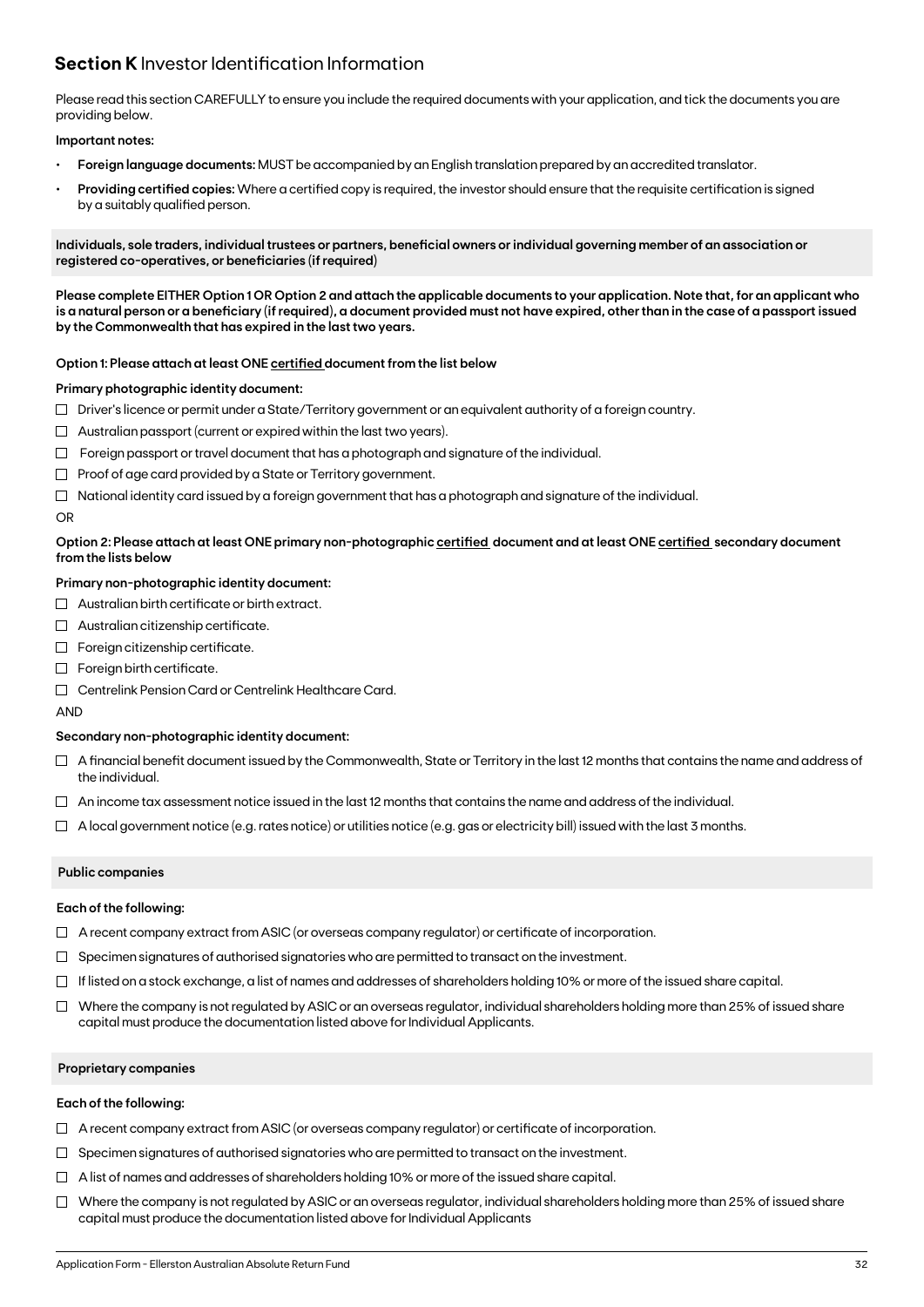## Section K Investor Identification Information

Please read this section CAREFULLY to ensure you include the required documents with your application, and tick the documents you are providing below.

**Important notes:**

- **Foreign language documents:** MUST be accompanied by an English translation prepared by an accredited translator.
- **Providing certified copies:** Where a certified copy is required, the investor should ensure that the requisite certification is signed by a suitably qualified person.

**Individuals, sole traders, individual trustees or partners, beneficial owners or individual governing member of an association or registered co-operatives, or beneficiaries (if required)**

**Please complete EITHER Option 1 OR Option 2 and attach the applicable documents to your application. Note that, for an applicant who is a natural person or a beneficiary (if required), a document provided must not have expired, other than in the case of a passport issued by the Commonwealth that has expired in the last two years.**

**Option 1: Please attach at least ONE certified document from the list below**

**Primary photographic identity document:**

- ☐ Driver's licence or permit under a State/Territory government or an equivalent authority of a foreign country.
- ☐ Australian passport (current or expired within the last two years).
- ☐ Foreign passport or travel document that has a photograph and signature of the individual.
- ☐ Proof of age card provided by a State or Territory government.
- ☐ National identity card issued by a foreign government that has a photograph and signature of the individual.

OR

**Option 2: Please attach at least ONE primary non-photographic certified document and at least ONE certified secondary document from the lists below**

**Primary non-photographic identity document:**

- ☐ Australian birth certificate or birth extract.
- ☐ Australian citizenship certificate.
- ☐ Foreign citizenship certificate.
- ☐ Foreign birth certificate.
- ☐ Centrelink Pension Card or Centrelink Healthcare Card.

AND

**Secondary non-photographic identity document:**

- ☐ A financial benefit document issued by the Commonwealth, State or Territory in the last 12 months that contains the name and address of the individual.
- ☐ An income tax assessment notice issued in the last 12 months that contains the name and address of the individual.
- ☐ A local government notice (e.g. rates notice) or utilities notice (e.g. gas or electricity bill) issued with the last 3 months.

**Public companies**

**Each of the following:**

- ☐ A recent company extract from ASIC (or overseas company regulator) or certificate of incorporation.
- ☐ Specimen signatures of authorised signatories who are permitted to transact on the investment.
- ☐ If listed on a stock exchange, a list of names and addresses of shareholders holding 10% or more of the issued share capital.
- ☐ Where the company is not regulated by ASIC or an overseas regulator, individual shareholders holding more than 25% of issued share capital must produce the documentation listed above for Individual Applicants.

**Proprietary companies**

**Each of the following:**

- ☐ A recent company extract from ASIC (or overseas company regulator) or certificate of incorporation.
- ☐ Specimen signatures of authorised signatories who are permitted to transact on the investment.
- ☐ A list of names and addresses of shareholders holding 10% or more of the issued share capital.
- ☐ Where the company is not regulated by ASIC or an overseas regulator, individual shareholders holding more than 25% of issued share capital must produce the documentation listed above for Individual Applicants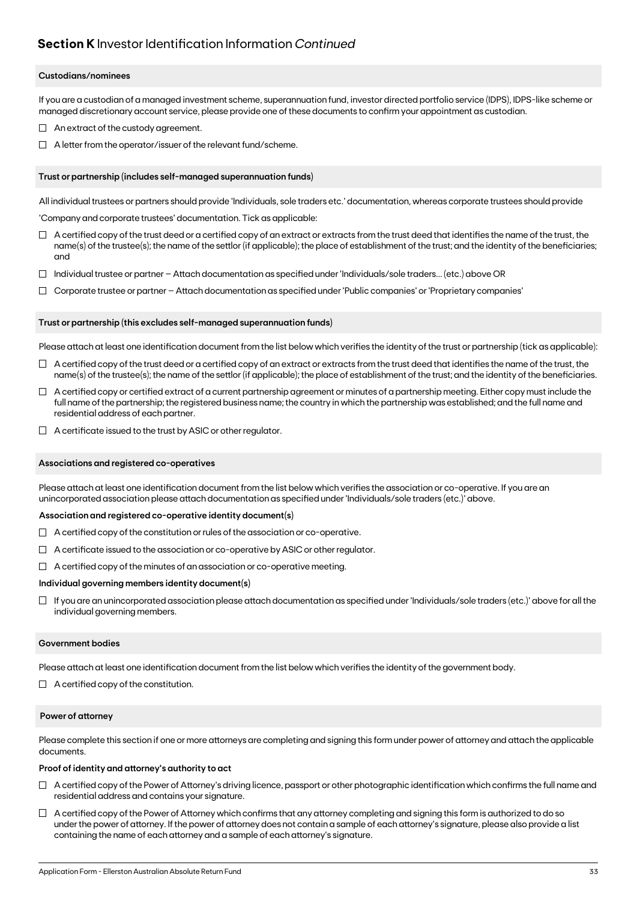## **Section K** Investor Identification Information *Continued*

#### Custodians/nominees

If you are a custodian of a managed investment scheme, superannuation fund, investor directed portfolio service (IDPS), IDPS-like scheme or managed discretionary account service, please provide one of these documents to confirm your appointment as custodian.

- ☐ An extract of the custody agreement.
- ☐ A letter from the operator/issuer of the relevant fund/scheme.

#### Trust or partnership (includes self-managed superannuation funds)

All individual trustees or partners should provide 'Individuals, sole traders etc.' documentation, whereas corporate trustees should provide 'Company and corporate trustees' documentation. Tick as applicable:

- ☐ A certified copy of the trust deed or a certified copy of an extract or extracts from the trust deed that identifies the name of the trust, the name(s) of the trustee(s); the name of the settlor (if applicable); the place of establishment of the trust; and the identity of the beneficiaries; and
- ☐ Individual trustee or partner – Attach documentation as specified under 'Individuals/sole traders... (etc.) above OR
- ☐ Corporate trustee or partner – Attach documentation as specified under 'Public companies' or 'Proprietary companies'

#### Trust or partnership (this excludes self-managed superannuation funds)

Please attach at least one identification document from the list below which verifies the identity of the trust or partnership (tick as applicable):

- ☐ A certified copy of the trust deed or a certified copy of an extract or extracts from the trust deed that identifies the name of the trust, the name(s) of the trustee(s); the name of the settlor (if applicable); the place of establishment of the trust; and the identity of the beneficiaries.
- ☐ A certified copy or certified extract of a current partnership agreement or minutes of a partnership meeting. Either copy must include the full name of the partnership; the registered business name; the country in which the partnership was established; and the full name and residential address of each partner.
- ☐ A certificate issued to the trust by ASIC or other regulator.

#### Associations and registered co-operatives

Please attach at least one identification document from the list below which verifies the association or co-operative. If you are an unincorporated association please attach documentation as specified under 'Individuals/sole traders (etc.)' above.

**Association and registered co-operative identity document(s)**

- ☐ A certified copy of the constitution or rules of the association or co-operative.
- ☐ A certificate issued to the association or co-operative by ASIC or other regulator.
- ☐ A certified copy of the minutes of an association or co-operative meeting.

**Individual governing members identity document(s)**

- ☐ If you are an unincorporated association please attach documentation as specified under 'Individuals/sole traders (etc.)' above for all the individual governing members.

#### Government bodies

Please attach at least one identification document from the list below which verifies the identity of the government body.

- ☐ A certified copy of the constitution.

#### Power of attorney

Please complete this section if one or more attorneys are completing and signing this form under power of attorney and attach the applicable documents.

**Proof of identity and attorney's authority to act**

- ☐ A certified copy of the Power of Attorney's driving licence, passport or other photographic identification which confirms the full name and residential address and contains your signature.
- ☐ A certified copy of the Power of Attorney which confirms that any attorney completing and signing this form is authorized to do so under the power of attorney. If the power of attorney does not contain a sample of each attorney's signature, please also provide a list containing the name of each attorney and a sample of each attorney's signature.